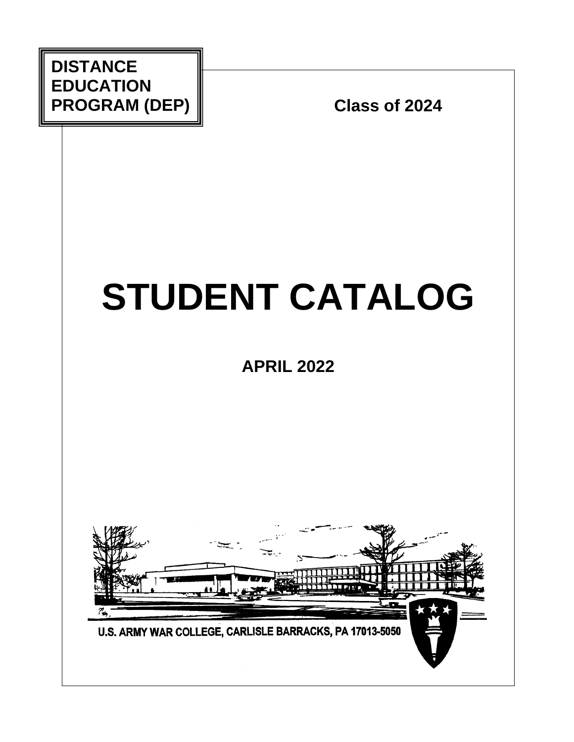**DISTANCE EDUCATION PROGRAM (DEP)**

**Class of 2024**

# STUDENT CATALOG

**APRIL 2022**

U.S. ARMY WAR COLLEGE, CARLISLE BARRACKS, PA 17013-5050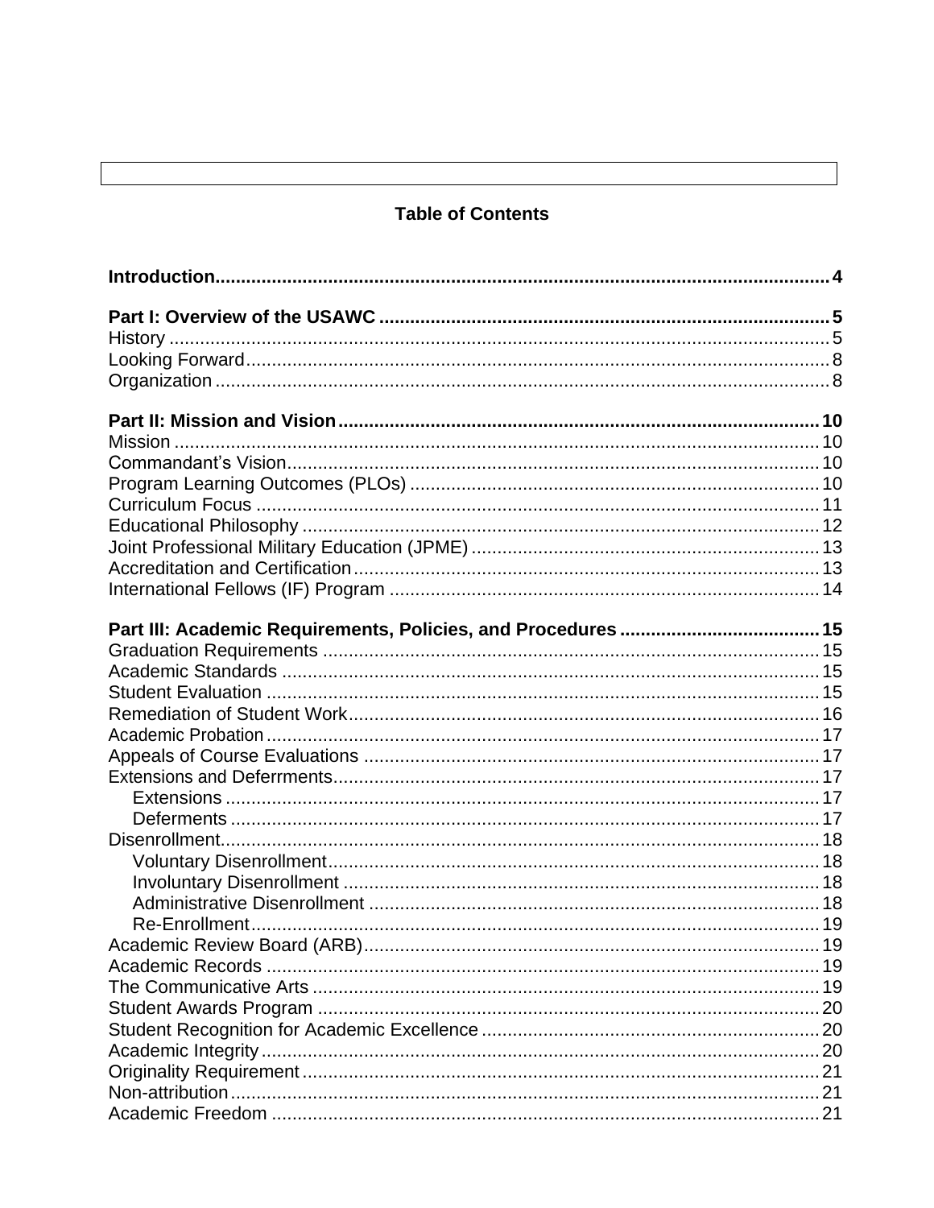## Table of Contents

**Introduction** .......... **4**

**Part I: Overview of the USAWC** .......... **5**
History .......... 5
Looking Forward .......... 8
Organization .......... 8

**Part II: Mission and Vision** .......... **10**
Mission .......... 10
Commandant's Vision .......... 10
Program Learning Outcomes (PLOs) .......... 10
Curriculum Focus .......... 11
Educational Philosophy .......... 12
Joint Professional Military Education (JPME) .......... 13
Accreditation and Certification .......... 13
International Fellows (IF) Program .......... 14

**Part III: Academic Requirements, Policies, and Procedures** .......... **15**
Graduation Requirements .......... 15
Academic Standards .......... 15
Student Evaluation .......... 15
Remediation of Student Work .......... 16
Academic Probation .......... 17
Appeals of Course Evaluations .......... 17
Extensions and Deferrments .......... 17
- Extensions .......... 17
- Deferments .......... 17

Disenrollment .......... 18
- Voluntary Disenrollment .......... 18
- Involuntary Disenrollment .......... 18
- Administrative Disenrollment .......... 18
- Re-Enrollment .......... 19

Academic Review Board (ARB) .......... 19
Academic Records .......... 19
The Communicative Arts .......... 19
Student Awards Program .......... 20
Student Recognition for Academic Excellence .......... 20
Academic Integrity .......... 20
Originality Requirement .......... 21
Non-attribution .......... 21
Academic Freedom .......... 21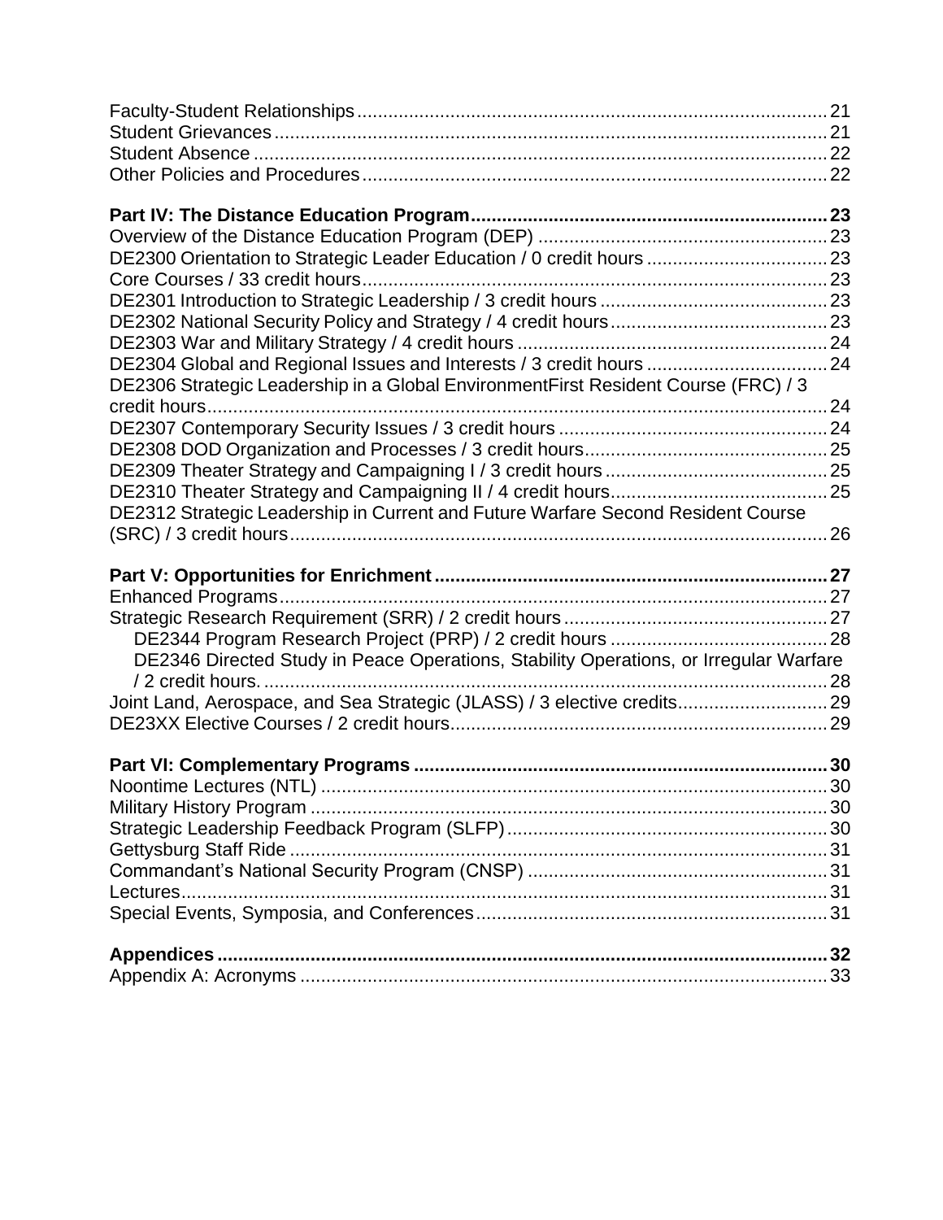Faculty-Student Relationships ..... 21
Student Grievances ..... 21
Student Absence ..... 22
Other Policies and Procedures ..... 22

**Part IV: The Distance Education Program ..... 23**
Overview of the Distance Education Program (DEP) ..... 23
DE2300 Orientation to Strategic Leader Education / 0 credit hours ..... 23
Core Courses / 33 credit hours ..... 23
DE2301 Introduction to Strategic Leadership / 3 credit hours ..... 23
DE2302 National Security Policy and Strategy / 4 credit hours ..... 23
DE2303 War and Military Strategy / 4 credit hours ..... 24
DE2304 Global and Regional Issues and Interests / 3 credit hours ..... 24
DE2306 Strategic Leadership in a Global EnvironmentFirst Resident Course (FRC) / 3 credit hours ..... 24
DE2307 Contemporary Security Issues / 3 credit hours ..... 24
DE2308 DOD Organization and Processes / 3 credit hours ..... 25
DE2309 Theater Strategy and Campaigning I / 3 credit hours ..... 25
DE2310 Theater Strategy and Campaigning II / 4 credit hours ..... 25
DE2312 Strategic Leadership in Current and Future Warfare Second Resident Course (SRC) / 3 credit hours ..... 26

**Part V: Opportunities for Enrichment ..... 27**
Enhanced Programs ..... 27
Strategic Research Requirement (SRR) / 2 credit hours ..... 27
- DE2344 Program Research Project (PRP) / 2 credit hours ..... 28
- DE2346 Directed Study in Peace Operations, Stability Operations, or Irregular Warfare / 2 credit hours. ..... 28

Joint Land, Aerospace, and Sea Strategic (JLASS) / 3 elective credits ..... 29
DE23XX Elective Courses / 2 credit hours ..... 29

**Part VI: Complementary Programs ..... 30**
Noontime Lectures (NTL) ..... 30
Military History Program ..... 30
Strategic Leadership Feedback Program (SLFP) ..... 30
Gettysburg Staff Ride ..... 31
Commandant's National Security Program (CNSP) ..... 31
Lectures ..... 31
Special Events, Symposia, and Conferences ..... 31

**Appendices ..... 32**
Appendix A: Acronyms ..... 33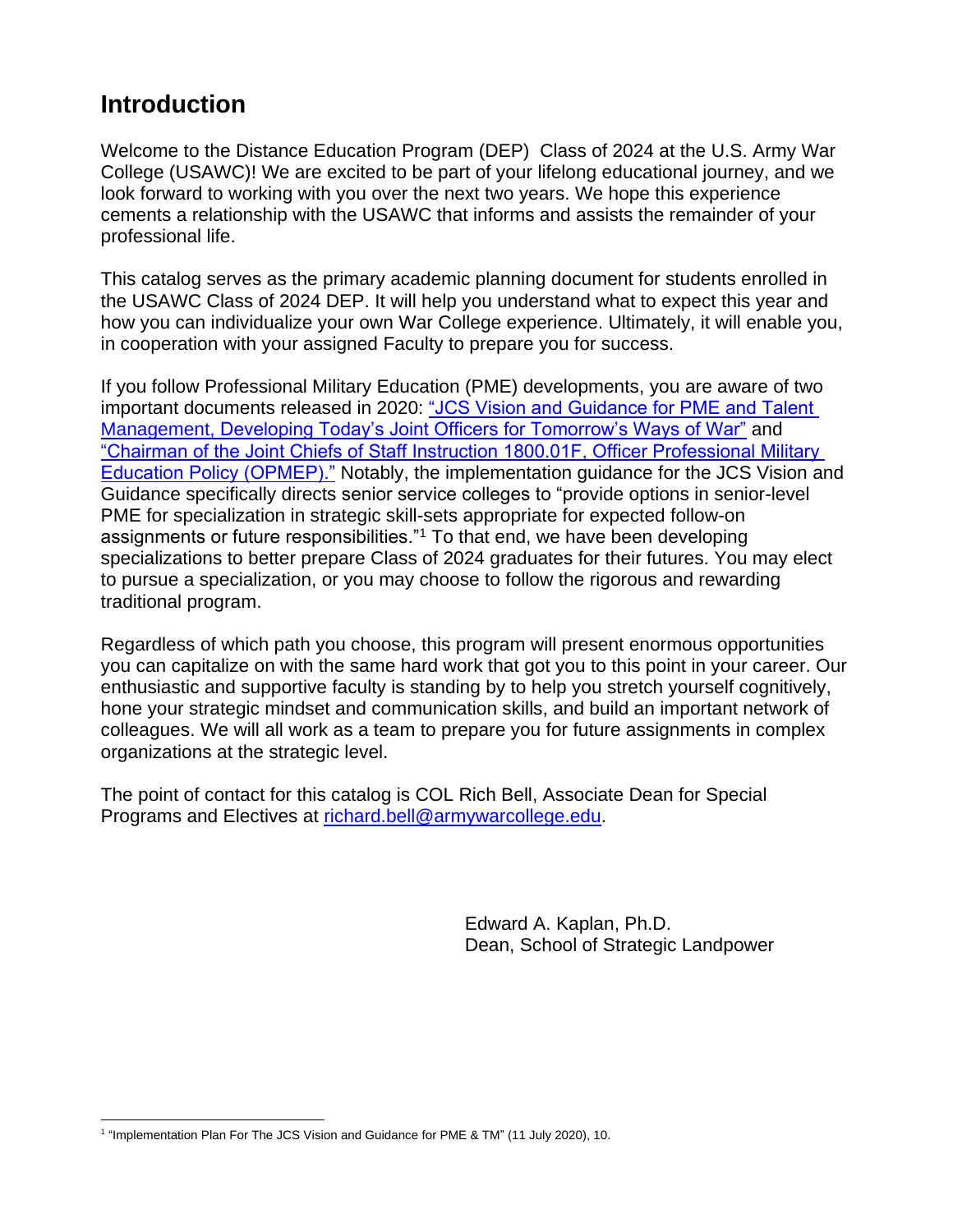# Introduction

Welcome to the Distance Education Program (DEP) Class of 2024 at the U.S. Army War College (USAWC)! We are excited to be part of your lifelong educational journey, and we look forward to working with you over the next two years. We hope this experience cements a relationship with the USAWC that informs and assists the remainder of your professional life.

This catalog serves as the primary academic planning document for students enrolled in the USAWC Class of 2024 DEP. It will help you understand what to expect this year and how you can individualize your own War College experience. Ultimately, it will enable you, in cooperation with your assigned Faculty to prepare you for success.

If you follow Professional Military Education (PME) developments, you are aware of two important documents released in 2020: "JCS Vision and Guidance for PME and Talent Management, Developing Today's Joint Officers for Tomorrow's Ways of War" and "Chairman of the Joint Chiefs of Staff Instruction 1800.01F, Officer Professional Military Education Policy (OPMEP)." Notably, the implementation guidance for the JCS Vision and Guidance specifically directs senior service colleges to "provide options in senior-level PME for specialization in strategic skill-sets appropriate for expected follow-on assignments or future responsibilities."[1] To that end, we have been developing specializations to better prepare Class of 2024 graduates for their futures. You may elect to pursue a specialization, or you may choose to follow the rigorous and rewarding traditional program.

Regardless of which path you choose, this program will present enormous opportunities you can capitalize on with the same hard work that got you to this point in your career. Our enthusiastic and supportive faculty is standing by to help you stretch yourself cognitively, hone your strategic mindset and communication skills, and build an important network of colleagues. We will all work as a team to prepare you for future assignments in complex organizations at the strategic level.

The point of contact for this catalog is COL Rich Bell, Associate Dean for Special Programs and Electives at richard.bell@armywarcollege.edu.

Edward A. Kaplan, Ph.D.
Dean, School of Strategic Landpower

---

[1] "Implementation Plan For The JCS Vision and Guidance for PME & TM" (11 July 2020), 10.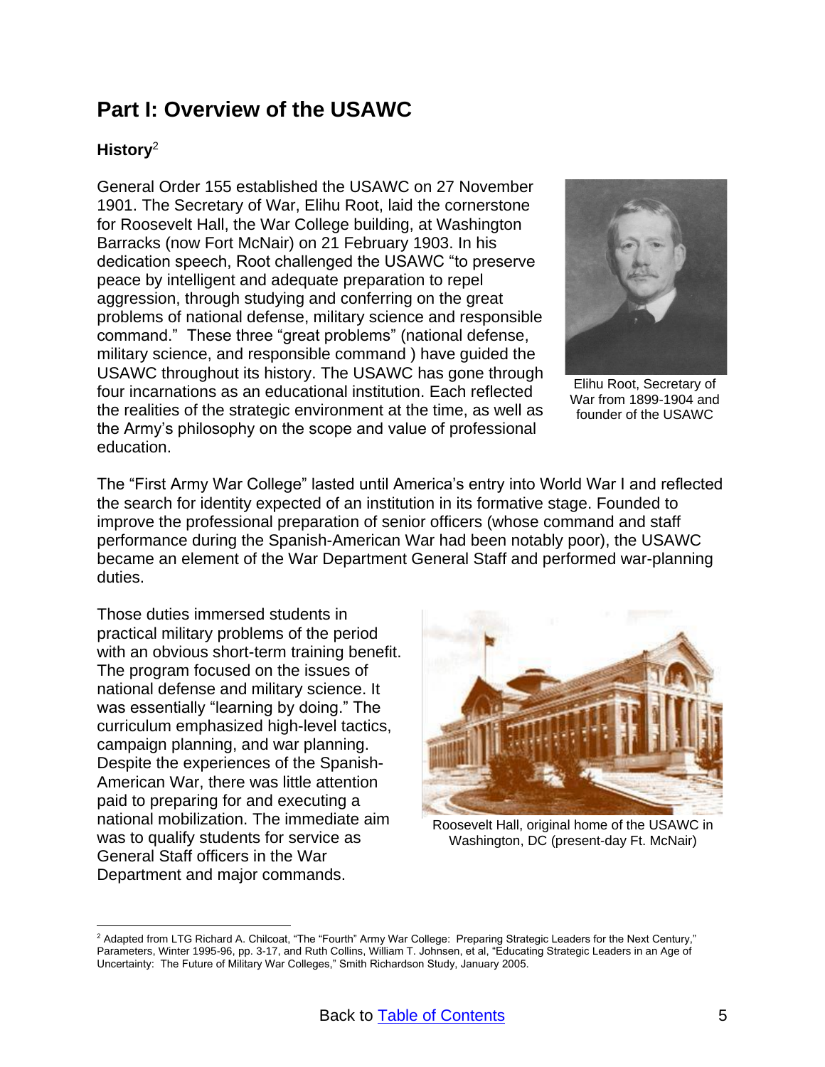# Part I: Overview of the USAWC

### History[2]

General Order 155 established the USAWC on 27 November 1901. The Secretary of War, Elihu Root, laid the cornerstone for Roosevelt Hall, the War College building, at Washington Barracks (now Fort McNair) on 21 February 1903. In his dedication speech, Root challenged the USAWC “to preserve peace by intelligent and adequate preparation to repel aggression, through studying and conferring on the great problems of national defense, military science and responsible command.” These three “great problems” (national defense, military science, and responsible command ) have guided the USAWC throughout its history. The USAWC has gone through four incarnations as an educational institution. Each reflected the realities of the strategic environment at the time, as well as the Army’s philosophy on the scope and value of professional education.

Elihu Root, Secretary of War from 1899-1904 and founder of the USAWC

The “First Army War College” lasted until America’s entry into World War I and reflected the search for identity expected of an institution in its formative stage. Founded to improve the professional preparation of senior officers (whose command and staff performance during the Spanish-American War had been notably poor), the USAWC became an element of the War Department General Staff and performed war-planning duties.

Those duties immersed students in practical military problems of the period with an obvious short-term training benefit. The program focused on the issues of national defense and military science. It was essentially “learning by doing.” The curriculum emphasized high-level tactics, campaign planning, and war planning. Despite the experiences of the Spanish-American War, there was little attention paid to preparing for and executing a national mobilization. The immediate aim was to qualify students for service as General Staff officers in the War Department and major commands.

Roosevelt Hall, original home of the USAWC in Washington, DC (present-day Ft. McNair)

[2] Adapted from LTG Richard A. Chilcoat, “The “Fourth” Army War College: Preparing Strategic Leaders for the Next Century,” Parameters, Winter 1995-96, pp. 3-17, and Ruth Collins, William T. Johnsen, et al, “Educating Strategic Leaders in an Age of Uncertainty: The Future of Military War Colleges,” Smith Richardson Study, January 2005.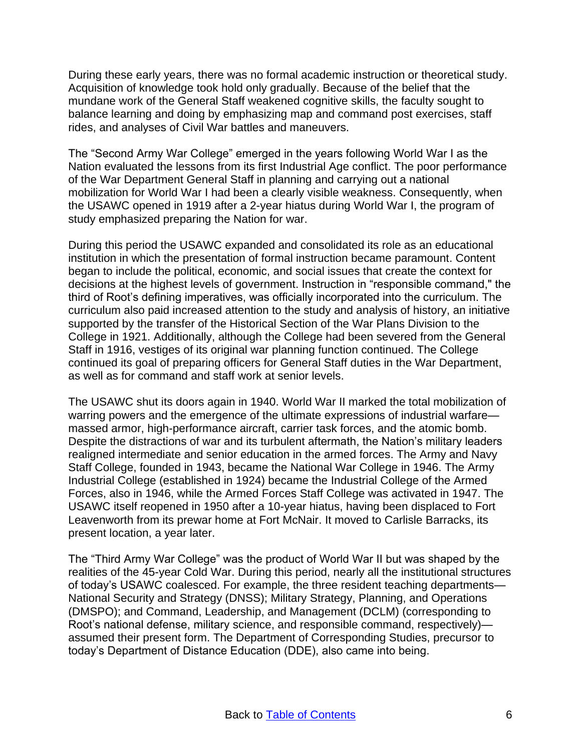During these early years, there was no formal academic instruction or theoretical study. Acquisition of knowledge took hold only gradually. Because of the belief that the mundane work of the General Staff weakened cognitive skills, the faculty sought to balance learning and doing by emphasizing map and command post exercises, staff rides, and analyses of Civil War battles and maneuvers.

The "Second Army War College" emerged in the years following World War I as the Nation evaluated the lessons from its first Industrial Age conflict. The poor performance of the War Department General Staff in planning and carrying out a national mobilization for World War I had been a clearly visible weakness. Consequently, when the USAWC opened in 1919 after a 2-year hiatus during World War I, the program of study emphasized preparing the Nation for war.

During this period the USAWC expanded and consolidated its role as an educational institution in which the presentation of formal instruction became paramount. Content began to include the political, economic, and social issues that create the context for decisions at the highest levels of government. Instruction in "responsible command," the third of Root's defining imperatives, was officially incorporated into the curriculum. The curriculum also paid increased attention to the study and analysis of history, an initiative supported by the transfer of the Historical Section of the War Plans Division to the College in 1921. Additionally, although the College had been severed from the General Staff in 1916, vestiges of its original war planning function continued. The College continued its goal of preparing officers for General Staff duties in the War Department, as well as for command and staff work at senior levels.

The USAWC shut its doors again in 1940. World War II marked the total mobilization of warring powers and the emergence of the ultimate expressions of industrial warfare—massed armor, high-performance aircraft, carrier task forces, and the atomic bomb. Despite the distractions of war and its turbulent aftermath, the Nation's military leaders realigned intermediate and senior education in the armed forces. The Army and Navy Staff College, founded in 1943, became the National War College in 1946. The Army Industrial College (established in 1924) became the Industrial College of the Armed Forces, also in 1946, while the Armed Forces Staff College was activated in 1947. The USAWC itself reopened in 1950 after a 10-year hiatus, having been displaced to Fort Leavenworth from its prewar home at Fort McNair. It moved to Carlisle Barracks, its present location, a year later.

The "Third Army War College" was the product of World War II but was shaped by the realities of the 45-year Cold War. During this period, nearly all the institutional structures of today's USAWC coalesced. For example, the three resident teaching departments—National Security and Strategy (DNSS); Military Strategy, Planning, and Operations (DMSPO); and Command, Leadership, and Management (DCLM) (corresponding to Root's national defense, military science, and responsible command, respectively)—assumed their present form. The Department of Corresponding Studies, precursor to today's Department of Distance Education (DDE), also came into being.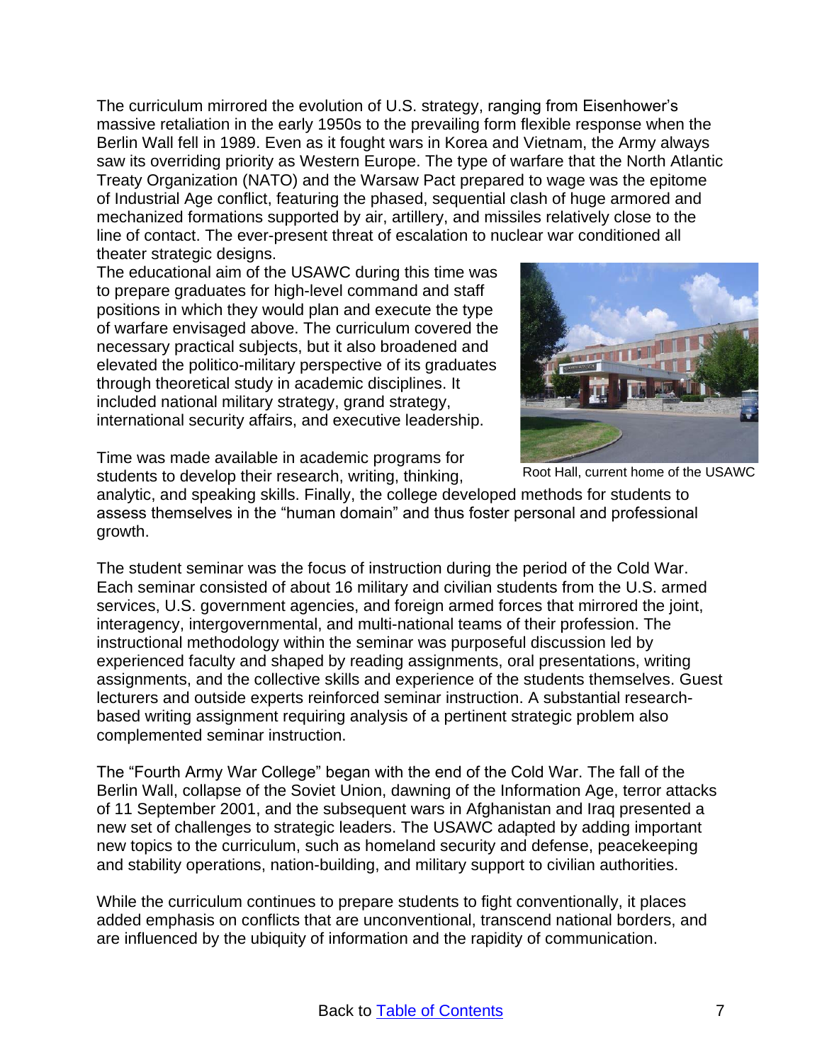The curriculum mirrored the evolution of U.S. strategy, ranging from Eisenhower's massive retaliation in the early 1950s to the prevailing form flexible response when the Berlin Wall fell in 1989. Even as it fought wars in Korea and Vietnam, the Army always saw its overriding priority as Western Europe. The type of warfare that the North Atlantic Treaty Organization (NATO) and the Warsaw Pact prepared to wage was the epitome of Industrial Age conflict, featuring the phased, sequential clash of huge armored and mechanized formations supported by air, artillery, and missiles relatively close to the line of contact. The ever-present threat of escalation to nuclear war conditioned all theater strategic designs.

The educational aim of the USAWC during this time was to prepare graduates for high-level command and staff positions in which they would plan and execute the type of warfare envisaged above. The curriculum covered the necessary practical subjects, but it also broadened and elevated the politico-military perspective of its graduates through theoretical study in academic disciplines. It included national military strategy, grand strategy, international security affairs, and executive leadership.

Root Hall, current home of the USAWC

Time was made available in academic programs for students to develop their research, writing, thinking, analytic, and speaking skills. Finally, the college developed methods for students to assess themselves in the "human domain" and thus foster personal and professional growth.

The student seminar was the focus of instruction during the period of the Cold War. Each seminar consisted of about 16 military and civilian students from the U.S. armed services, U.S. government agencies, and foreign armed forces that mirrored the joint, interagency, intergovernmental, and multi-national teams of their profession. The instructional methodology within the seminar was purposeful discussion led by experienced faculty and shaped by reading assignments, oral presentations, writing assignments, and the collective skills and experience of the students themselves. Guest lecturers and outside experts reinforced seminar instruction. A substantial research-based writing assignment requiring analysis of a pertinent strategic problem also complemented seminar instruction.

The "Fourth Army War College" began with the end of the Cold War. The fall of the Berlin Wall, collapse of the Soviet Union, dawning of the Information Age, terror attacks of 11 September 2001, and the subsequent wars in Afghanistan and Iraq presented a new set of challenges to strategic leaders. The USAWC adapted by adding important new topics to the curriculum, such as homeland security and defense, peacekeeping and stability operations, nation-building, and military support to civilian authorities.

While the curriculum continues to prepare students to fight conventionally, it places added emphasis on conflicts that are unconventional, transcend national borders, and are influenced by the ubiquity of information and the rapidity of communication.

Back to [Table of Contents]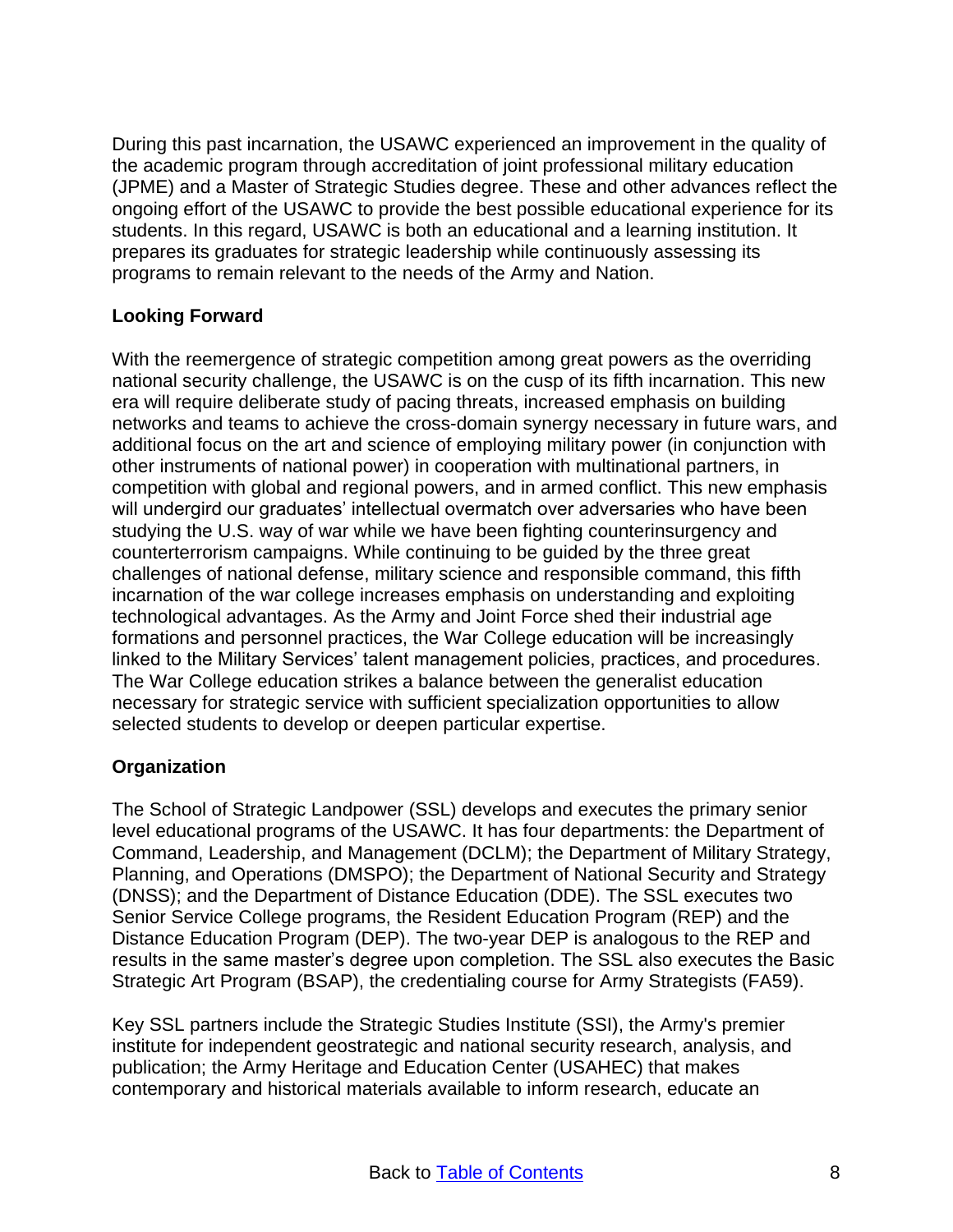During this past incarnation, the USAWC experienced an improvement in the quality of the academic program through accreditation of joint professional military education (JPME) and a Master of Strategic Studies degree. These and other advances reflect the ongoing effort of the USAWC to provide the best possible educational experience for its students. In this regard, USAWC is both an educational and a learning institution. It prepares its graduates for strategic leadership while continuously assessing its programs to remain relevant to the needs of the Army and Nation.

**Looking Forward**

With the reemergence of strategic competition among great powers as the overriding national security challenge, the USAWC is on the cusp of its fifth incarnation. This new era will require deliberate study of pacing threats, increased emphasis on building networks and teams to achieve the cross-domain synergy necessary in future wars, and additional focus on the art and science of employing military power (in conjunction with other instruments of national power) in cooperation with multinational partners, in competition with global and regional powers, and in armed conflict. This new emphasis will undergird our graduates' intellectual overmatch over adversaries who have been studying the U.S. way of war while we have been fighting counterinsurgency and counterterrorism campaigns. While continuing to be guided by the three great challenges of national defense, military science and responsible command, this fifth incarnation of the war college increases emphasis on understanding and exploiting technological advantages. As the Army and Joint Force shed their industrial age formations and personnel practices, the War College education will be increasingly linked to the Military Services' talent management policies, practices, and procedures. The War College education strikes a balance between the generalist education necessary for strategic service with sufficient specialization opportunities to allow selected students to develop or deepen particular expertise.

**Organization**

The School of Strategic Landpower (SSL) develops and executes the primary senior level educational programs of the USAWC. It has four departments: the Department of Command, Leadership, and Management (DCLM); the Department of Military Strategy, Planning, and Operations (DMSPO); the Department of National Security and Strategy (DNSS); and the Department of Distance Education (DDE). The SSL executes two Senior Service College programs, the Resident Education Program (REP) and the Distance Education Program (DEP). The two-year DEP is analogous to the REP and results in the same master's degree upon completion. The SSL also executes the Basic Strategic Art Program (BSAP), the credentialing course for Army Strategists (FA59).

Key SSL partners include the Strategic Studies Institute (SSI), the Army's premier institute for independent geostrategic and national security research, analysis, and publication; the Army Heritage and Education Center (USAHEC) that makes contemporary and historical materials available to inform research, educate an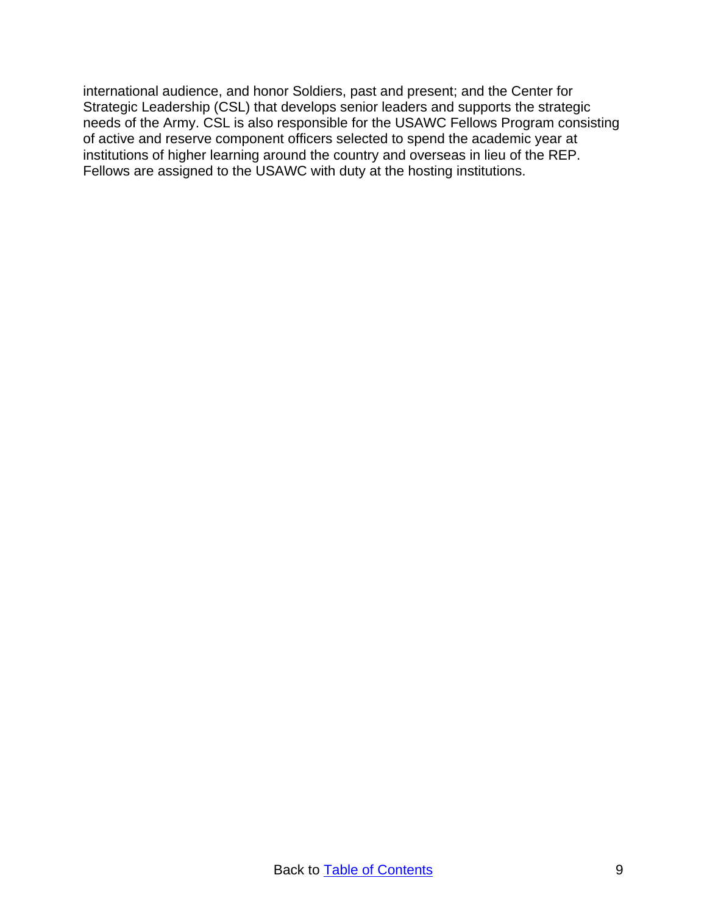international audience, and honor Soldiers, past and present; and the Center for Strategic Leadership (CSL) that develops senior leaders and supports the strategic needs of the Army. CSL is also responsible for the USAWC Fellows Program consisting of active and reserve component officers selected to spend the academic year at institutions of higher learning around the country and overseas in lieu of the REP. Fellows are assigned to the USAWC with duty at the hosting institutions.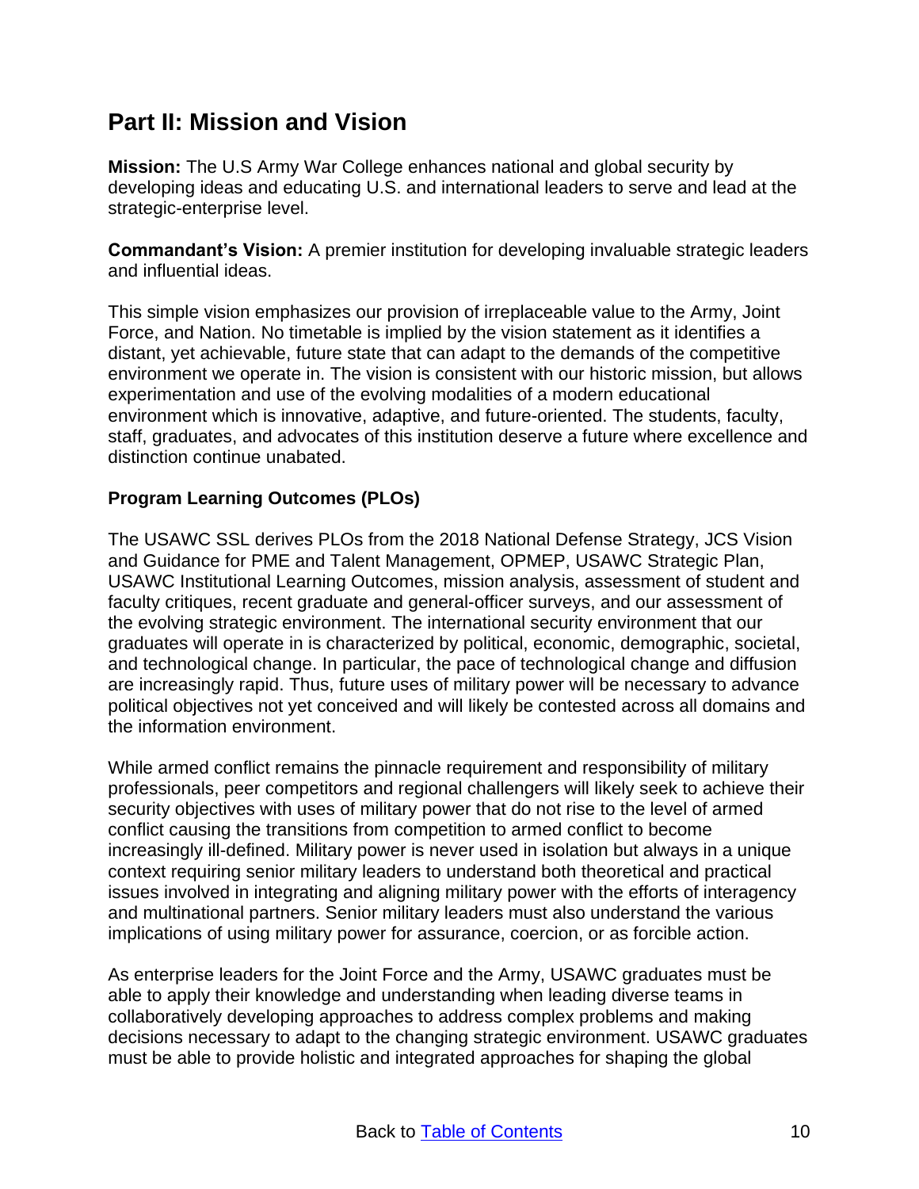## Part II: Mission and Vision

**Mission:** The U.S Army War College enhances national and global security by developing ideas and educating U.S. and international leaders to serve and lead at the strategic-enterprise level.

**Commandant's Vision:** A premier institution for developing invaluable strategic leaders and influential ideas.

This simple vision emphasizes our provision of irreplaceable value to the Army, Joint Force, and Nation. No timetable is implied by the vision statement as it identifies a distant, yet achievable, future state that can adapt to the demands of the competitive environment we operate in. The vision is consistent with our historic mission, but allows experimentation and use of the evolving modalities of a modern educational environment which is innovative, adaptive, and future-oriented. The students, faculty, staff, graduates, and advocates of this institution deserve a future where excellence and distinction continue unabated.

### Program Learning Outcomes (PLOs)

The USAWC SSL derives PLOs from the 2018 National Defense Strategy, JCS Vision and Guidance for PME and Talent Management, OPMEP, USAWC Strategic Plan, USAWC Institutional Learning Outcomes, mission analysis, assessment of student and faculty critiques, recent graduate and general-officer surveys, and our assessment of the evolving strategic environment. The international security environment that our graduates will operate in is characterized by political, economic, demographic, societal, and technological change. In particular, the pace of technological change and diffusion are increasingly rapid. Thus, future uses of military power will be necessary to advance political objectives not yet conceived and will likely be contested across all domains and the information environment.

While armed conflict remains the pinnacle requirement and responsibility of military professionals, peer competitors and regional challengers will likely seek to achieve their security objectives with uses of military power that do not rise to the level of armed conflict causing the transitions from competition to armed conflict to become increasingly ill-defined. Military power is never used in isolation but always in a unique context requiring senior military leaders to understand both theoretical and practical issues involved in integrating and aligning military power with the efforts of interagency and multinational partners. Senior military leaders must also understand the various implications of using military power for assurance, coercion, or as forcible action.

As enterprise leaders for the Joint Force and the Army, USAWC graduates must be able to apply their knowledge and understanding when leading diverse teams in collaboratively developing approaches to address complex problems and making decisions necessary to adapt to the changing strategic environment. USAWC graduates must be able to provide holistic and integrated approaches for shaping the global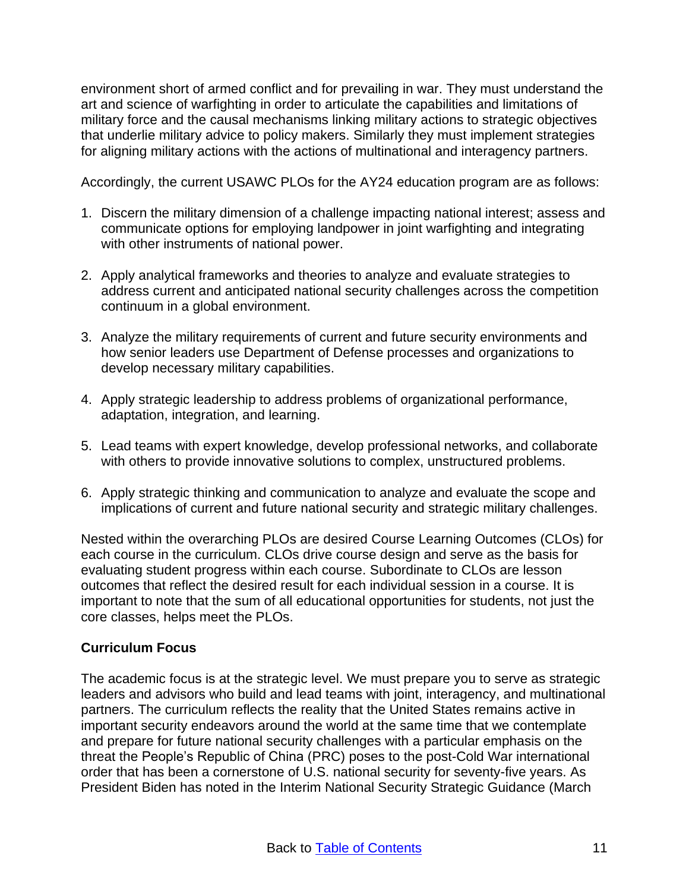environment short of armed conflict and for prevailing in war. They must understand the art and science of warfighting in order to articulate the capabilities and limitations of military force and the causal mechanisms linking military actions to strategic objectives that underlie military advice to policy makers. Similarly they must implement strategies for aligning military actions with the actions of multinational and interagency partners.

Accordingly, the current USAWC PLOs for the AY24 education program are as follows:

1. Discern the military dimension of a challenge impacting national interest; assess and communicate options for employing landpower in joint warfighting and integrating with other instruments of national power.

2. Apply analytical frameworks and theories to analyze and evaluate strategies to address current and anticipated national security challenges across the competition continuum in a global environment.

3. Analyze the military requirements of current and future security environments and how senior leaders use Department of Defense processes and organizations to develop necessary military capabilities.

4. Apply strategic leadership to address problems of organizational performance, adaptation, integration, and learning.

5. Lead teams with expert knowledge, develop professional networks, and collaborate with others to provide innovative solutions to complex, unstructured problems.

6. Apply strategic thinking and communication to analyze and evaluate the scope and implications of current and future national security and strategic military challenges.

Nested within the overarching PLOs are desired Course Learning Outcomes (CLOs) for each course in the curriculum. CLOs drive course design and serve as the basis for evaluating student progress within each course. Subordinate to CLOs are lesson outcomes that reflect the desired result for each individual session in a course. It is important to note that the sum of all educational opportunities for students, not just the core classes, helps meet the PLOs.

**Curriculum Focus**

The academic focus is at the strategic level. We must prepare you to serve as strategic leaders and advisors who build and lead teams with joint, interagency, and multinational partners. The curriculum reflects the reality that the United States remains active in important security endeavors around the world at the same time that we contemplate and prepare for future national security challenges with a particular emphasis on the threat the People's Republic of China (PRC) poses to the post-Cold War international order that has been a cornerstone of U.S. national security for seventy-five years. As President Biden has noted in the Interim National Security Strategic Guidance (March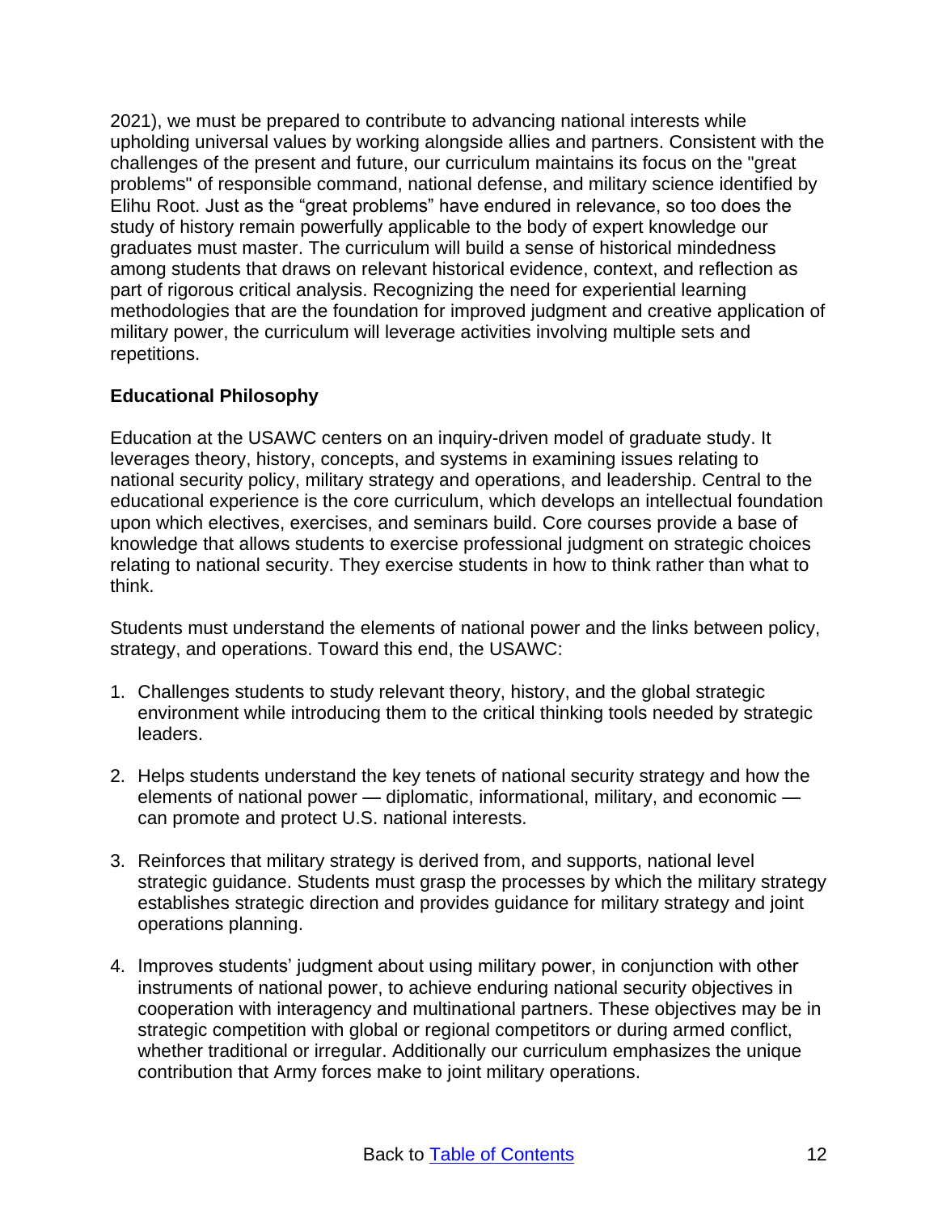2021), we must be prepared to contribute to advancing national interests while upholding universal values by working alongside allies and partners. Consistent with the challenges of the present and future, our curriculum maintains its focus on the "great problems" of responsible command, national defense, and military science identified by Elihu Root. Just as the “great problems” have endured in relevance, so too does the study of history remain powerfully applicable to the body of expert knowledge our graduates must master. The curriculum will build a sense of historical mindedness among students that draws on relevant historical evidence, context, and reflection as part of rigorous critical analysis. Recognizing the need for experiential learning methodologies that are the foundation for improved judgment and creative application of military power, the curriculum will leverage activities involving multiple sets and repetitions.

**Educational Philosophy**

Education at the USAWC centers on an inquiry-driven model of graduate study. It leverages theory, history, concepts, and systems in examining issues relating to national security policy, military strategy and operations, and leadership. Central to the educational experience is the core curriculum, which develops an intellectual foundation upon which electives, exercises, and seminars build. Core courses provide a base of knowledge that allows students to exercise professional judgment on strategic choices relating to national security. They exercise students in how to think rather than what to think.

Students must understand the elements of national power and the links between policy, strategy, and operations. Toward this end, the USAWC:

1. Challenges students to study relevant theory, history, and the global strategic environment while introducing them to the critical thinking tools needed by strategic leaders.

2. Helps students understand the key tenets of national security strategy and how the elements of national power — diplomatic, informational, military, and economic — can promote and protect U.S. national interests.

3. Reinforces that military strategy is derived from, and supports, national level strategic guidance. Students must grasp the processes by which the military strategy establishes strategic direction and provides guidance for military strategy and joint operations planning.

4. Improves students’ judgment about using military power, in conjunction with other instruments of national power, to achieve enduring national security objectives in cooperation with interagency and multinational partners. These objectives may be in strategic competition with global or regional competitors or during armed conflict, whether traditional or irregular. Additionally our curriculum emphasizes the unique contribution that Army forces make to joint military operations.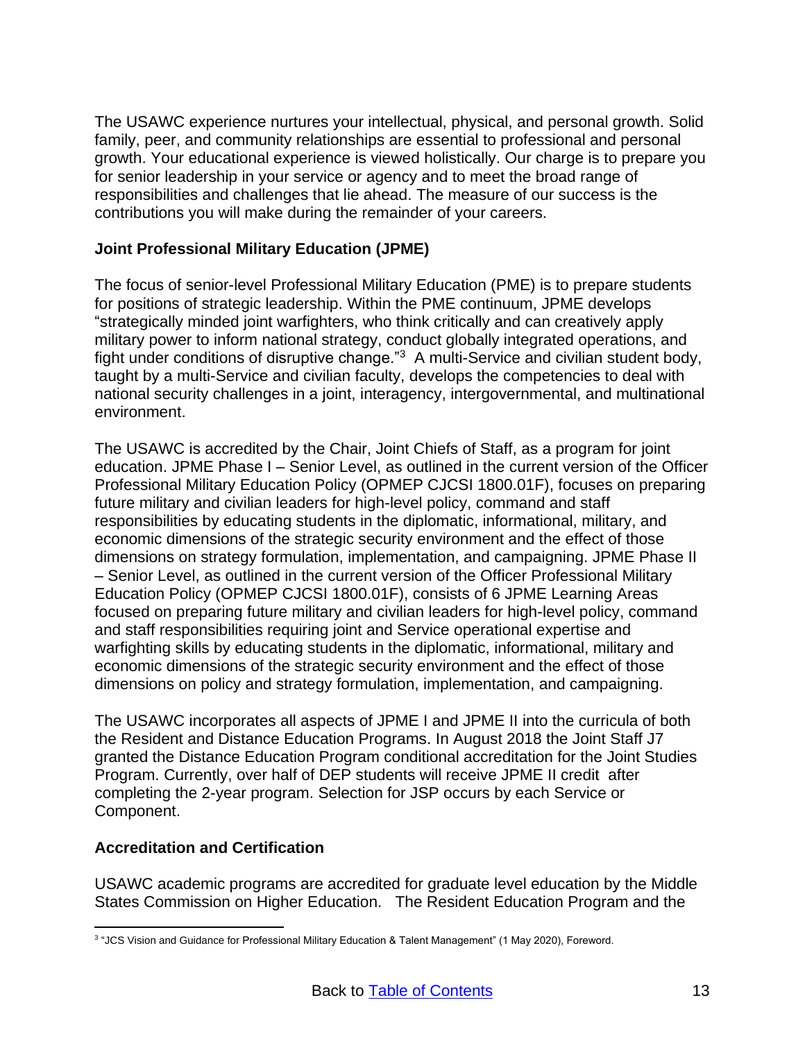The USAWC experience nurtures your intellectual, physical, and personal growth. Solid family, peer, and community relationships are essential to professional and personal growth. Your educational experience is viewed holistically. Our charge is to prepare you for senior leadership in your service or agency and to meet the broad range of responsibilities and challenges that lie ahead. The measure of our success is the contributions you will make during the remainder of your careers.

## Joint Professional Military Education (JPME)

The focus of senior-level Professional Military Education (PME) is to prepare students for positions of strategic leadership. Within the PME continuum, JPME develops "strategically minded joint warfighters, who think critically and can creatively apply military power to inform national strategy, conduct globally integrated operations, and fight under conditions of disruptive change."[3] A multi-Service and civilian student body, taught by a multi-Service and civilian faculty, develops the competencies to deal with national security challenges in a joint, interagency, intergovernmental, and multinational environment.

The USAWC is accredited by the Chair, Joint Chiefs of Staff, as a program for joint education. JPME Phase I – Senior Level, as outlined in the current version of the Officer Professional Military Education Policy (OPMEP CJCSI 1800.01F), focuses on preparing future military and civilian leaders for high-level policy, command and staff responsibilities by educating students in the diplomatic, informational, military, and economic dimensions of the strategic security environment and the effect of those dimensions on strategy formulation, implementation, and campaigning. JPME Phase II – Senior Level, as outlined in the current version of the Officer Professional Military Education Policy (OPMEP CJCSI 1800.01F), consists of 6 JPME Learning Areas focused on preparing future military and civilian leaders for high-level policy, command and staff responsibilities requiring joint and Service operational expertise and warfighting skills by educating students in the diplomatic, informational, military and economic dimensions of the strategic security environment and the effect of those dimensions on policy and strategy formulation, implementation, and campaigning.

The USAWC incorporates all aspects of JPME I and JPME II into the curricula of both the Resident and Distance Education Programs. In August 2018 the Joint Staff J7 granted the Distance Education Program conditional accreditation for the Joint Studies Program. Currently, over half of DEP students will receive JPME II credit after completing the 2-year program. Selection for JSP occurs by each Service or Component.

## Accreditation and Certification

USAWC academic programs are accredited for graduate level education by the Middle States Commission on Higher Education. The Resident Education Program and the

[3] "JCS Vision and Guidance for Professional Military Education & Talent Management" (1 May 2020), Foreword.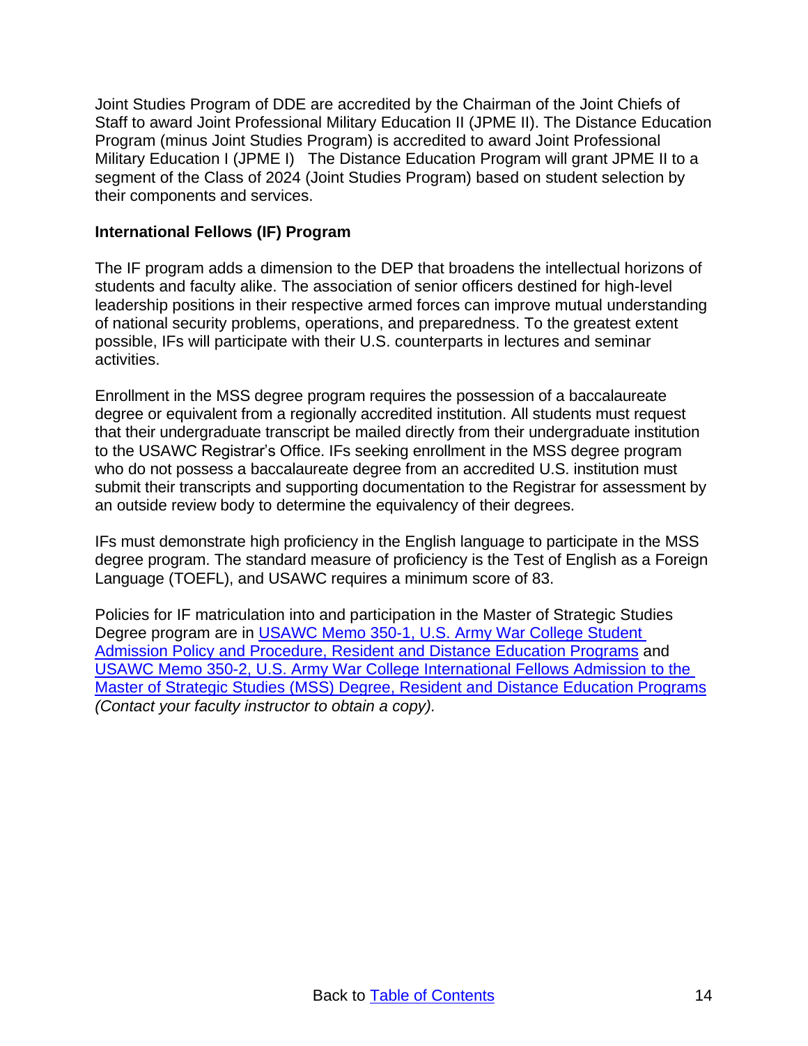Joint Studies Program of DDE are accredited by the Chairman of the Joint Chiefs of Staff to award Joint Professional Military Education II (JPME II). The Distance Education Program (minus Joint Studies Program) is accredited to award Joint Professional Military Education I (JPME I)   The Distance Education Program will grant JPME II to a segment of the Class of 2024 (Joint Studies Program) based on student selection by their components and services.

**International Fellows (IF) Program**

The IF program adds a dimension to the DEP that broadens the intellectual horizons of students and faculty alike. The association of senior officers destined for high-level leadership positions in their respective armed forces can improve mutual understanding of national security problems, operations, and preparedness. To the greatest extent possible, IFs will participate with their U.S. counterparts in lectures and seminar activities.

Enrollment in the MSS degree program requires the possession of a baccalaureate degree or equivalent from a regionally accredited institution. All students must request that their undergraduate transcript be mailed directly from their undergraduate institution to the USAWC Registrar's Office. IFs seeking enrollment in the MSS degree program who do not possess a baccalaureate degree from an accredited U.S. institution must submit their transcripts and supporting documentation to the Registrar for assessment by an outside review body to determine the equivalency of their degrees.

IFs must demonstrate high proficiency in the English language to participate in the MSS degree program. The standard measure of proficiency is the Test of English as a Foreign Language (TOEFL), and USAWC requires a minimum score of 83.

Policies for IF matriculation into and participation in the Master of Strategic Studies Degree program are in USAWC Memo 350-1, U.S. Army War College Student Admission Policy and Procedure, Resident and Distance Education Programs and USAWC Memo 350-2, U.S. Army War College International Fellows Admission to the Master of Strategic Studies (MSS) Degree, Resident and Distance Education Programs *(Contact your faculty instructor to obtain a copy).*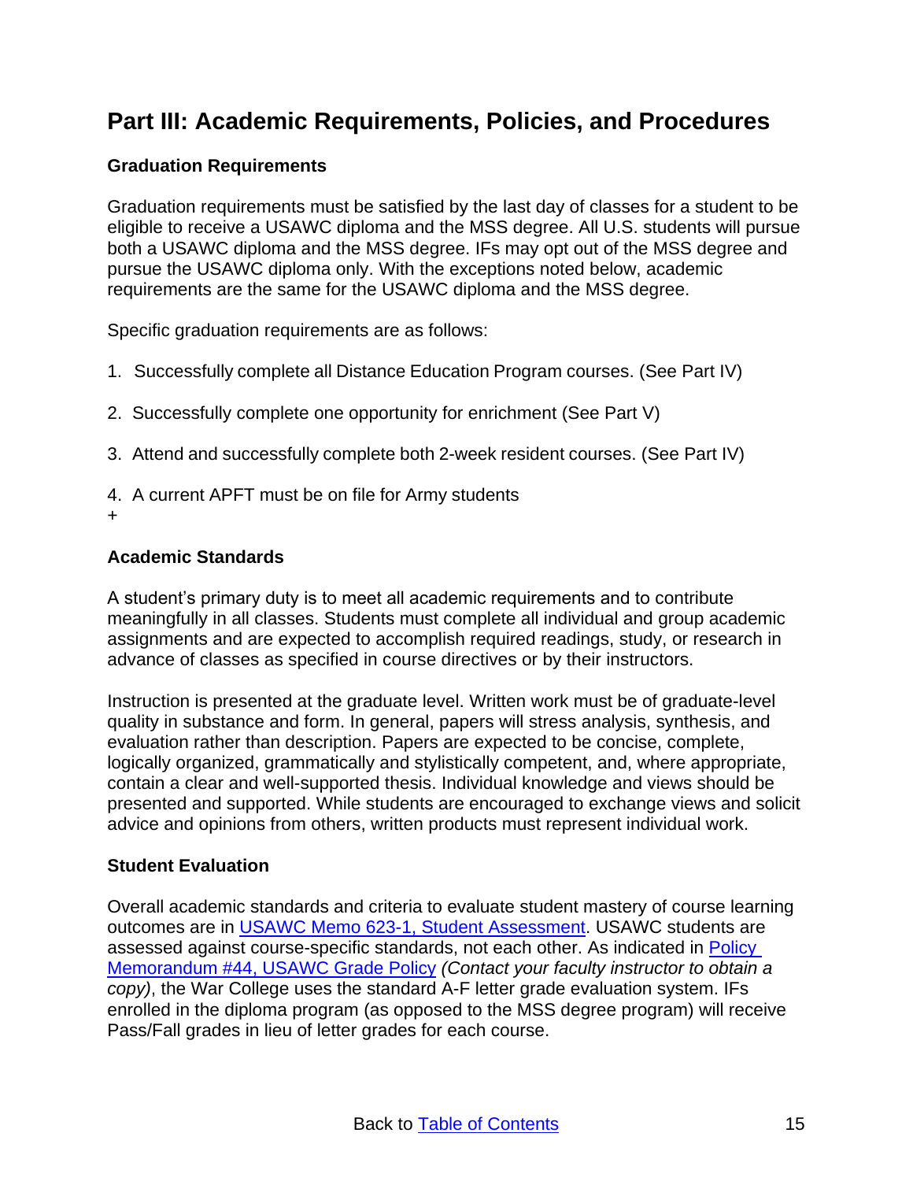# Part III: Academic Requirements, Policies, and Procedures

### Graduation Requirements

Graduation requirements must be satisfied by the last day of classes for a student to be eligible to receive a USAWC diploma and the MSS degree. All U.S. students will pursue both a USAWC diploma and the MSS degree. IFs may opt out of the MSS degree and pursue the USAWC diploma only. With the exceptions noted below, academic requirements are the same for the USAWC diploma and the MSS degree.

Specific graduation requirements are as follows:

1. Successfully complete all Distance Education Program courses. (See Part IV)

2. Successfully complete one opportunity for enrichment (See Part V)

3. Attend and successfully complete both 2-week resident courses. (See Part IV)

4. A current APFT must be on file for Army students

+

### Academic Standards

A student's primary duty is to meet all academic requirements and to contribute meaningfully in all classes. Students must complete all individual and group academic assignments and are expected to accomplish required readings, study, or research in advance of classes as specified in course directives or by their instructors.

Instruction is presented at the graduate level. Written work must be of graduate-level quality in substance and form. In general, papers will stress analysis, synthesis, and evaluation rather than description. Papers are expected to be concise, complete, logically organized, grammatically and stylistically competent, and, where appropriate, contain a clear and well-supported thesis. Individual knowledge and views should be presented and supported. While students are encouraged to exchange views and solicit advice and opinions from others, written products must represent individual work.

### Student Evaluation

Overall academic standards and criteria to evaluate student mastery of course learning outcomes are in USAWC Memo 623-1, Student Assessment. USAWC students are assessed against course-specific standards, not each other. As indicated in Policy Memorandum #44, USAWC Grade Policy *(Contact your faculty instructor to obtain a copy)*, the War College uses the standard A-F letter grade evaluation system. IFs enrolled in the diploma program (as opposed to the MSS degree program) will receive Pass/Fall grades in lieu of letter grades for each course.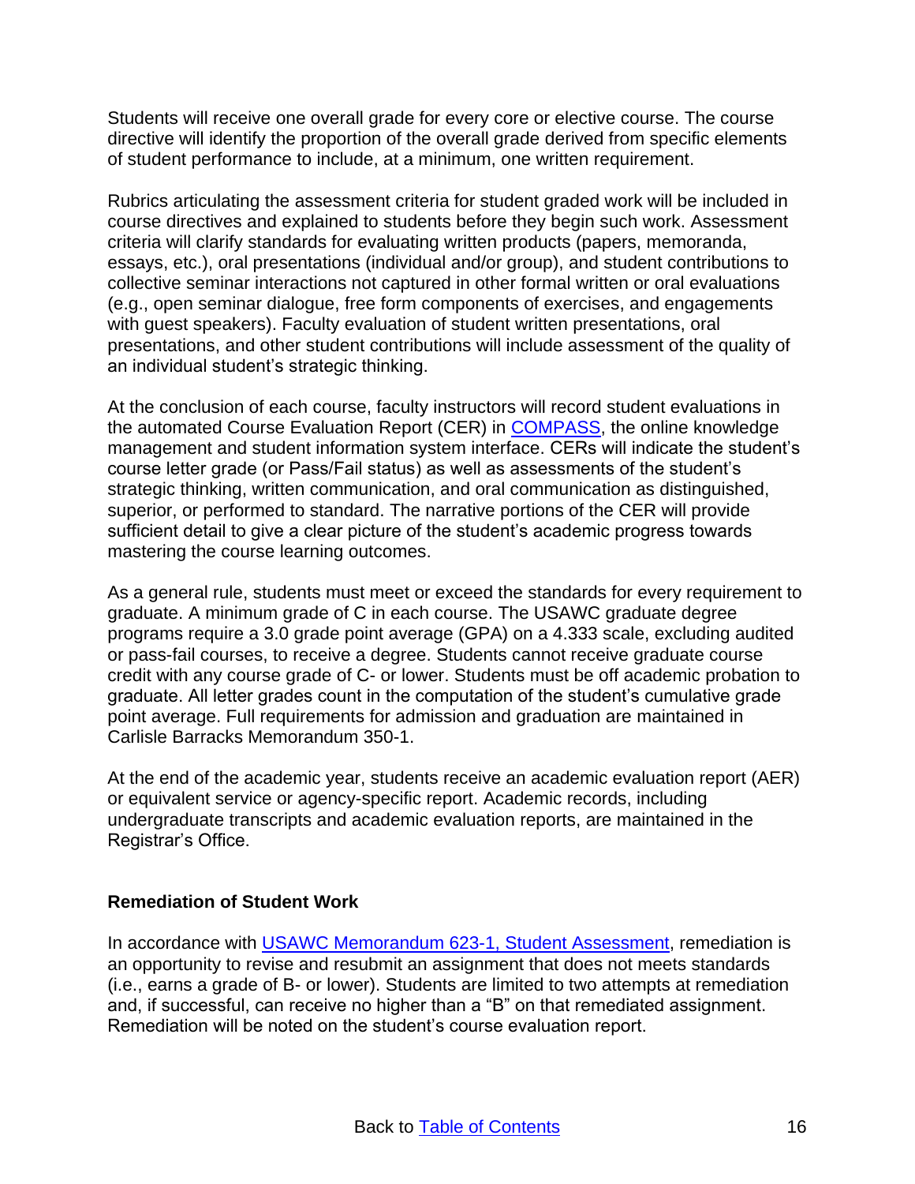Students will receive one overall grade for every core or elective course. The course directive will identify the proportion of the overall grade derived from specific elements of student performance to include, at a minimum, one written requirement.

Rubrics articulating the assessment criteria for student graded work will be included in course directives and explained to students before they begin such work. Assessment criteria will clarify standards for evaluating written products (papers, memoranda, essays, etc.), oral presentations (individual and/or group), and student contributions to collective seminar interactions not captured in other formal written or oral evaluations (e.g., open seminar dialogue, free form components of exercises, and engagements with guest speakers). Faculty evaluation of student written presentations, oral presentations, and other student contributions will include assessment of the quality of an individual student's strategic thinking.

At the conclusion of each course, faculty instructors will record student evaluations in the automated Course Evaluation Report (CER) in [COMPASS](), the online knowledge management and student information system interface. CERs will indicate the student's course letter grade (or Pass/Fail status) as well as assessments of the student's strategic thinking, written communication, and oral communication as distinguished, superior, or performed to standard. The narrative portions of the CER will provide sufficient detail to give a clear picture of the student's academic progress towards mastering the course learning outcomes.

As a general rule, students must meet or exceed the standards for every requirement to graduate. A minimum grade of C in each course. The USAWC graduate degree programs require a 3.0 grade point average (GPA) on a 4.333 scale, excluding audited or pass-fail courses, to receive a degree. Students cannot receive graduate course credit with any course grade of C- or lower. Students must be off academic probation to graduate. All letter grades count in the computation of the student's cumulative grade point average. Full requirements for admission and graduation are maintained in Carlisle Barracks Memorandum 350-1.

At the end of the academic year, students receive an academic evaluation report (AER) or equivalent service or agency-specific report. Academic records, including undergraduate transcripts and academic evaluation reports, are maintained in the Registrar's Office.

**Remediation of Student Work**

In accordance with [USAWC Memorandum 623-1, Student Assessment](), remediation is an opportunity to revise and resubmit an assignment that does not meets standards (i.e., earns a grade of B- or lower). Students are limited to two attempts at remediation and, if successful, can receive no higher than a "B" on that remediated assignment. Remediation will be noted on the student's course evaluation report.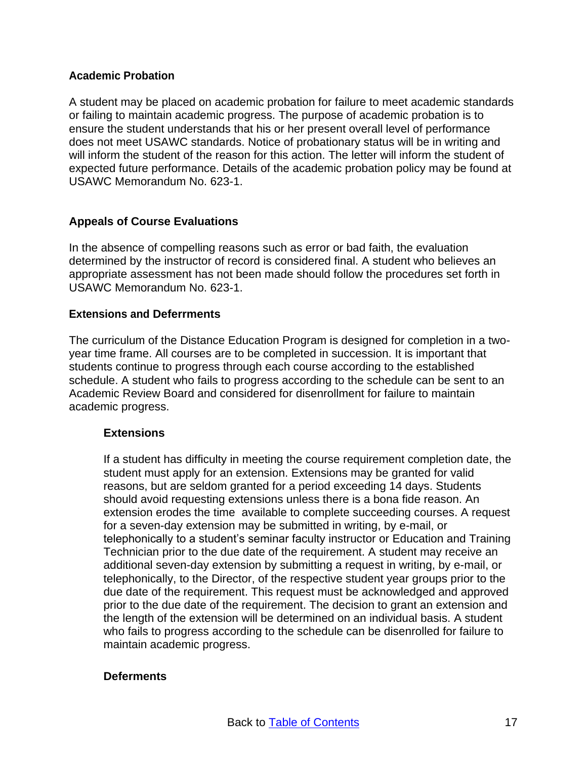### Academic Probation

A student may be placed on academic probation for failure to meet academic standards or failing to maintain academic progress. The purpose of academic probation is to ensure the student understands that his or her present overall level of performance does not meet USAWC standards. Notice of probationary status will be in writing and will inform the student of the reason for this action. The letter will inform the student of expected future performance. Details of the academic probation policy may be found at USAWC Memorandum No. 623-1.

### Appeals of Course Evaluations

In the absence of compelling reasons such as error or bad faith, the evaluation determined by the instructor of record is considered final. A student who believes an appropriate assessment has not been made should follow the procedures set forth in USAWC Memorandum No. 623-1.

### Extensions and Deferrments

The curriculum of the Distance Education Program is designed for completion in a two-year time frame. All courses are to be completed in succession. It is important that students continue to progress through each course according to the established schedule. A student who fails to progress according to the schedule can be sent to an Academic Review Board and considered for disenrollment for failure to maintain academic progress.

#### Extensions

If a student has difficulty in meeting the course requirement completion date, the student must apply for an extension. Extensions may be granted for valid reasons, but are seldom granted for a period exceeding 14 days. Students should avoid requesting extensions unless there is a bona fide reason. An extension erodes the time available to complete succeeding courses. A request for a seven-day extension may be submitted in writing, by e-mail, or telephonically to a student's seminar faculty instructor or Education and Training Technician prior to the due date of the requirement. A student may receive an additional seven-day extension by submitting a request in writing, by e-mail, or telephonically, to the Director, of the respective student year groups prior to the due date of the requirement. This request must be acknowledged and approved prior to the due date of the requirement. The decision to grant an extension and the length of the extension will be determined on an individual basis. A student who fails to progress according to the schedule can be disenrolled for failure to maintain academic progress.

#### Deferments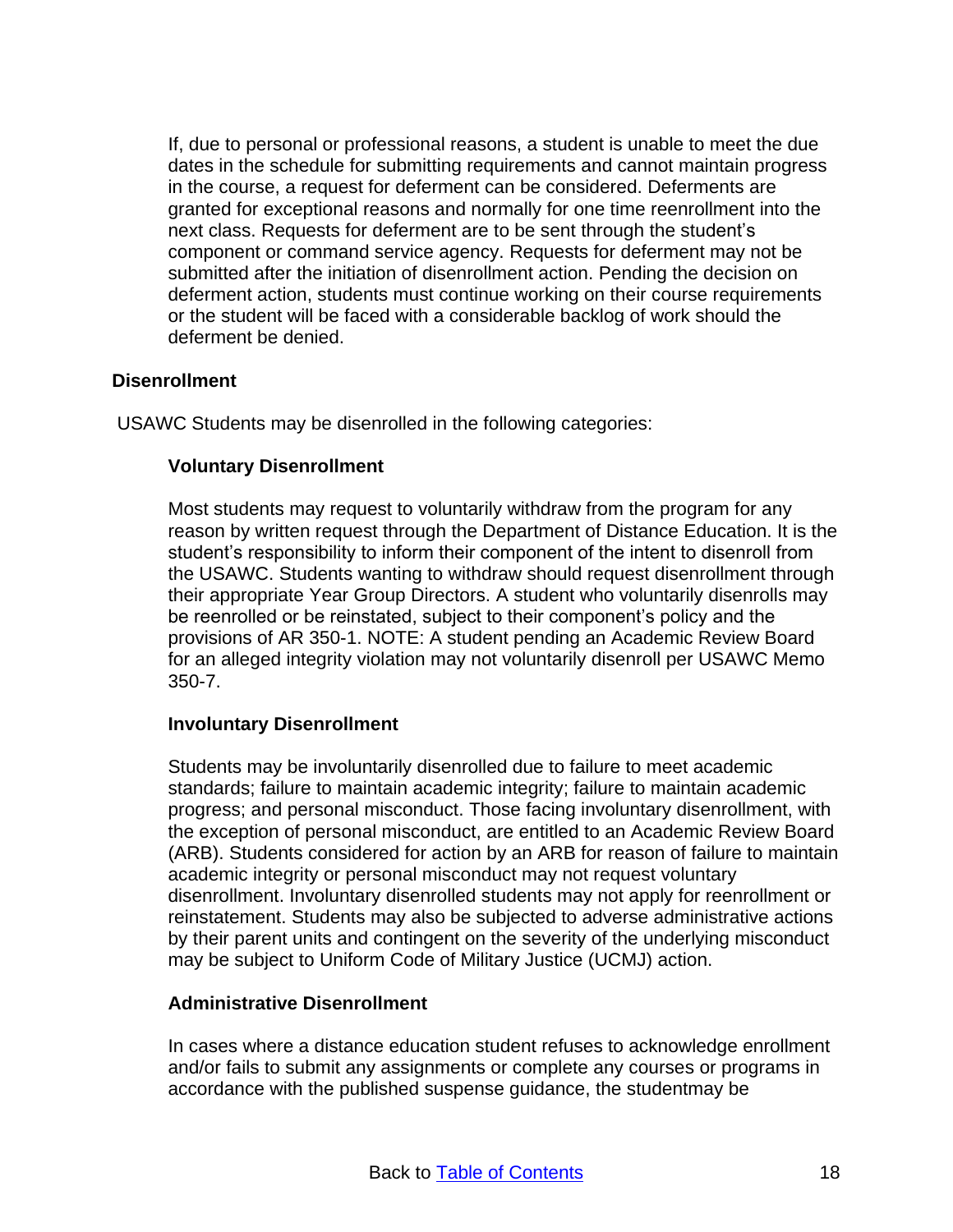If, due to personal or professional reasons, a student is unable to meet the due dates in the schedule for submitting requirements and cannot maintain progress in the course, a request for deferment can be considered. Deferments are granted for exceptional reasons and normally for one time reenrollment into the next class. Requests for deferment are to be sent through the student's component or command service agency. Requests for deferment may not be submitted after the initiation of disenrollment action. Pending the decision on deferment action, students must continue working on their course requirements or the student will be faced with a considerable backlog of work should the deferment be denied.

## Disenrollment

USAWC Students may be disenrolled in the following categories:

### Voluntary Disenrollment

Most students may request to voluntarily withdraw from the program for any reason by written request through the Department of Distance Education. It is the student's responsibility to inform their component of the intent to disenroll from the USAWC. Students wanting to withdraw should request disenrollment through their appropriate Year Group Directors. A student who voluntarily disenrolls may be reenrolled or be reinstated, subject to their component's policy and the provisions of AR 350-1. NOTE: A student pending an Academic Review Board for an alleged integrity violation may not voluntarily disenroll per USAWC Memo 350-7.

### Involuntary Disenrollment

Students may be involuntarily disenrolled due to failure to meet academic standards; failure to maintain academic integrity; failure to maintain academic progress; and personal misconduct. Those facing involuntary disenrollment, with the exception of personal misconduct, are entitled to an Academic Review Board (ARB). Students considered for action by an ARB for reason of failure to maintain academic integrity or personal misconduct may not request voluntary disenrollment. Involuntary disenrolled students may not apply for reenrollment or reinstatement. Students may also be subjected to adverse administrative actions by their parent units and contingent on the severity of the underlying misconduct may be subject to Uniform Code of Military Justice (UCMJ) action.

### Administrative Disenrollment

In cases where a distance education student refuses to acknowledge enrollment and/or fails to submit any assignments or complete any courses or programs in accordance with the published suspense guidance, the studentmay be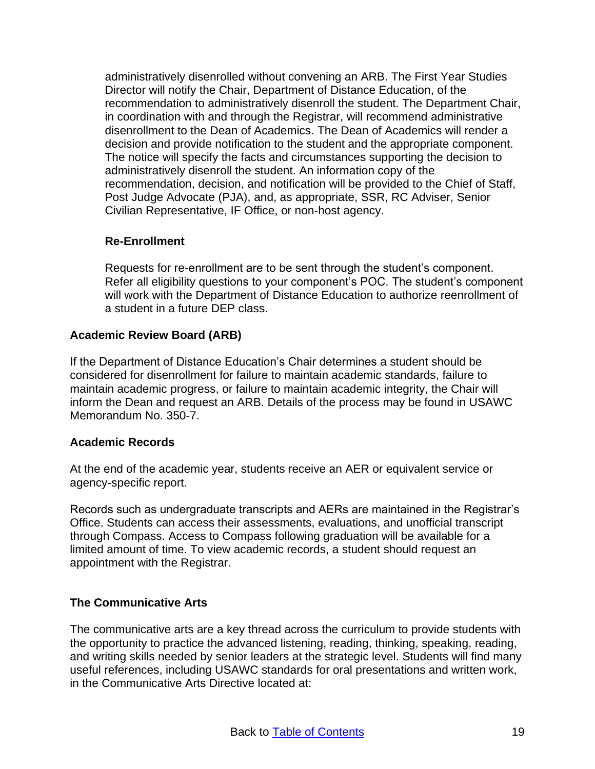administratively disenrolled without convening an ARB. The First Year Studies Director will notify the Chair, Department of Distance Education, of the recommendation to administratively disenroll the student. The Department Chair, in coordination with and through the Registrar, will recommend administrative disenrollment to the Dean of Academics. The Dean of Academics will render a decision and provide notification to the student and the appropriate component. The notice will specify the facts and circumstances supporting the decision to administratively disenroll the student. An information copy of the recommendation, decision, and notification will be provided to the Chief of Staff, Post Judge Advocate (PJA), and, as appropriate, SSR, RC Adviser, Senior Civilian Representative, IF Office, or non-host agency.

### Re-Enrollment

Requests for re-enrollment are to be sent through the student's component. Refer all eligibility questions to your component's POC. The student's component will work with the Department of Distance Education to authorize reenrollment of a student in a future DEP class.

## Academic Review Board (ARB)

If the Department of Distance Education's Chair determines a student should be considered for disenrollment for failure to maintain academic standards, failure to maintain academic progress, or failure to maintain academic integrity, the Chair will inform the Dean and request an ARB. Details of the process may be found in USAWC Memorandum No. 350-7.

## Academic Records

At the end of the academic year, students receive an AER or equivalent service or agency-specific report.

Records such as undergraduate transcripts and AERs are maintained in the Registrar's Office. Students can access their assessments, evaluations, and unofficial transcript through Compass. Access to Compass following graduation will be available for a limited amount of time. To view academic records, a student should request an appointment with the Registrar.

## The Communicative Arts

The communicative arts are a key thread across the curriculum to provide students with the opportunity to practice the advanced listening, reading, thinking, speaking, reading, and writing skills needed by senior leaders at the strategic level. Students will find many useful references, including USAWC standards for oral presentations and written work, in the Communicative Arts Directive located at: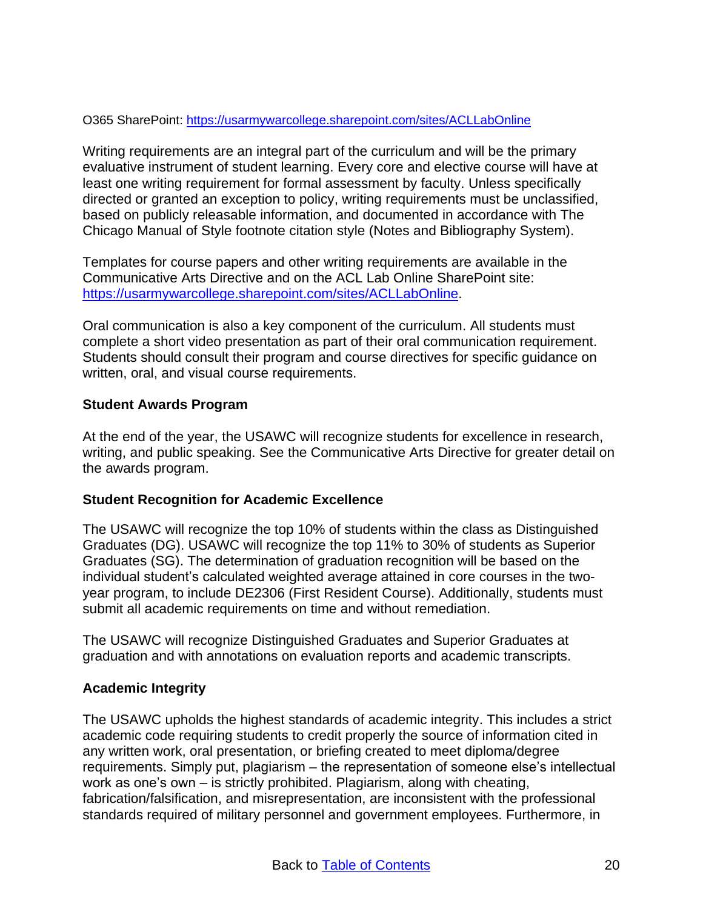O365 SharePoint: [https://usarmywarcollege.sharepoint.com/sites/ACLLabOnline](https://usarmywarcollege.sharepoint.com/sites/ACLLabOnline)

Writing requirements are an integral part of the curriculum and will be the primary evaluative instrument of student learning. Every core and elective course will have at least one writing requirement for formal assessment by faculty. Unless specifically directed or granted an exception to policy, writing requirements must be unclassified, based on publicly releasable information, and documented in accordance with The Chicago Manual of Style footnote citation style (Notes and Bibliography System).

Templates for course papers and other writing requirements are available in the Communicative Arts Directive and on the ACL Lab Online SharePoint site: [https://usarmywarcollege.sharepoint.com/sites/ACLLabOnline](https://usarmywarcollege.sharepoint.com/sites/ACLLabOnline).

Oral communication is also a key component of the curriculum. All students must complete a short video presentation as part of their oral communication requirement. Students should consult their program and course directives for specific guidance on written, oral, and visual course requirements.

**Student Awards Program**

At the end of the year, the USAWC will recognize students for excellence in research, writing, and public speaking. See the Communicative Arts Directive for greater detail on the awards program.

**Student Recognition for Academic Excellence**

The USAWC will recognize the top 10% of students within the class as Distinguished Graduates (DG). USAWC will recognize the top 11% to 30% of students as Superior Graduates (SG). The determination of graduation recognition will be based on the individual student's calculated weighted average attained in core courses in the two-year program, to include DE2306 (First Resident Course). Additionally, students must submit all academic requirements on time and without remediation.

The USAWC will recognize Distinguished Graduates and Superior Graduates at graduation and with annotations on evaluation reports and academic transcripts.

**Academic Integrity**

The USAWC upholds the highest standards of academic integrity. This includes a strict academic code requiring students to credit properly the source of information cited in any written work, oral presentation, or briefing created to meet diploma/degree requirements. Simply put, plagiarism – the representation of someone else's intellectual work as one's own – is strictly prohibited. Plagiarism, along with cheating, fabrication/falsification, and misrepresentation, are inconsistent with the professional standards required of military personnel and government employees. Furthermore, in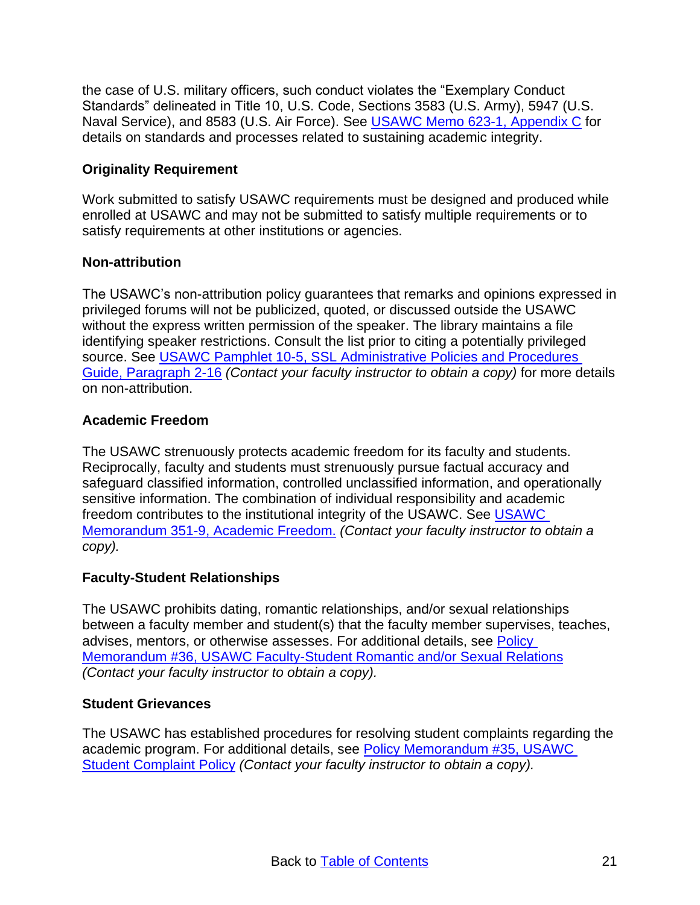the case of U.S. military officers, such conduct violates the "Exemplary Conduct Standards" delineated in Title 10, U.S. Code, Sections 3583 (U.S. Army), 5947 (U.S. Naval Service), and 8583 (U.S. Air Force). See USAWC Memo 623-1, Appendix C for details on standards and processes related to sustaining academic integrity.

### Originality Requirement

Work submitted to satisfy USAWC requirements must be designed and produced while enrolled at USAWC and may not be submitted to satisfy multiple requirements or to satisfy requirements at other institutions or agencies.

### Non-attribution

The USAWC's non-attribution policy guarantees that remarks and opinions expressed in privileged forums will not be publicized, quoted, or discussed outside the USAWC without the express written permission of the speaker. The library maintains a file identifying speaker restrictions. Consult the list prior to citing a potentially privileged source. See USAWC Pamphlet 10-5, SSL Administrative Policies and Procedures Guide, Paragraph 2-16 *(Contact your faculty instructor to obtain a copy)* for more details on non-attribution.

### Academic Freedom

The USAWC strenuously protects academic freedom for its faculty and students. Reciprocally, faculty and students must strenuously pursue factual accuracy and safeguard classified information, controlled unclassified information, and operationally sensitive information. The combination of individual responsibility and academic freedom contributes to the institutional integrity of the USAWC. See USAWC Memorandum 351-9, Academic Freedom. *(Contact your faculty instructor to obtain a copy).*

### Faculty-Student Relationships

The USAWC prohibits dating, romantic relationships, and/or sexual relationships between a faculty member and student(s) that the faculty member supervises, teaches, advises, mentors, or otherwise assesses. For additional details, see Policy Memorandum #36, USAWC Faculty-Student Romantic and/or Sexual Relations *(Contact your faculty instructor to obtain a copy).*

### Student Grievances

The USAWC has established procedures for resolving student complaints regarding the academic program. For additional details, see Policy Memorandum #35, USAWC Student Complaint Policy *(Contact your faculty instructor to obtain a copy).*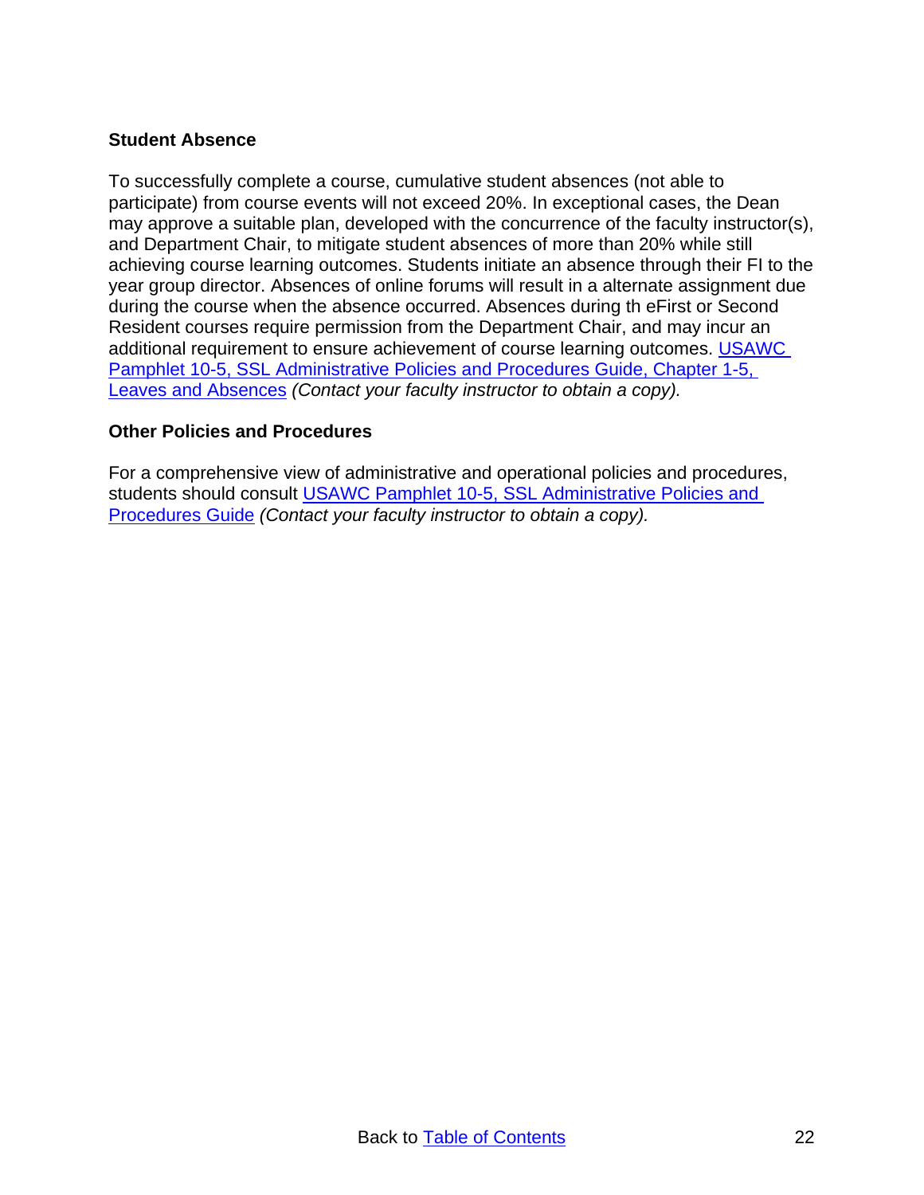### Student Absence

To successfully complete a course, cumulative student absences (not able to participate) from course events will not exceed 20%. In exceptional cases, the Dean may approve a suitable plan, developed with the concurrence of the faculty instructor(s), and Department Chair, to mitigate student absences of more than 20% while still achieving course learning outcomes. Students initiate an absence through their FI to the year group director. Absences of online forums will result in a alternate assignment due during the course when the absence occurred. Absences during th eFirst or Second Resident courses require permission from the Department Chair, and may incur an additional requirement to ensure achievement of course learning outcomes. USAWC Pamphlet 10-5, SSL Administrative Policies and Procedures Guide, Chapter 1-5, Leaves and Absences *(Contact your faculty instructor to obtain a copy).*

### Other Policies and Procedures

For a comprehensive view of administrative and operational policies and procedures, students should consult USAWC Pamphlet 10-5, SSL Administrative Policies and Procedures Guide *(Contact your faculty instructor to obtain a copy).*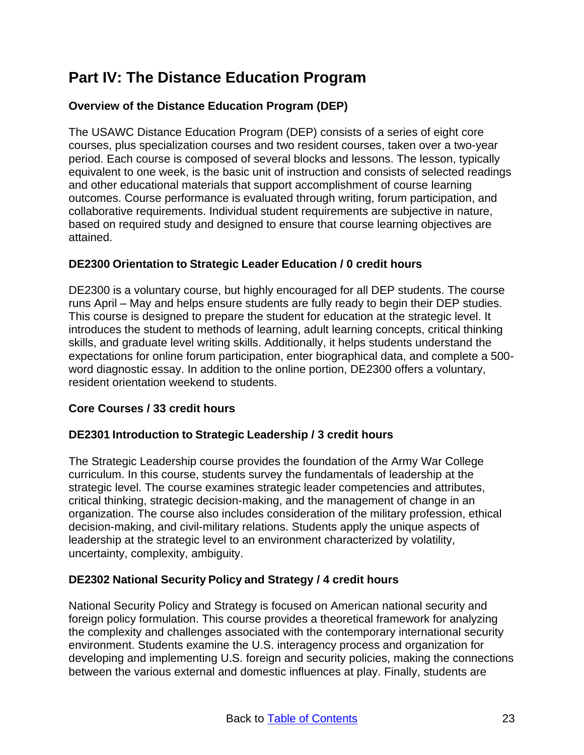# Part IV: The Distance Education Program

### Overview of the Distance Education Program (DEP)

The USAWC Distance Education Program (DEP) consists of a series of eight core courses, plus specialization courses and two resident courses, taken over a two-year period. Each course is composed of several blocks and lessons. The lesson, typically equivalent to one week, is the basic unit of instruction and consists of selected readings and other educational materials that support accomplishment of course learning outcomes. Course performance is evaluated through writing, forum participation, and collaborative requirements. Individual student requirements are subjective in nature, based on required study and designed to ensure that course learning objectives are attained.

### DE2300 Orientation to Strategic Leader Education / 0 credit hours

DE2300 is a voluntary course, but highly encouraged for all DEP students. The course runs April – May and helps ensure students are fully ready to begin their DEP studies. This course is designed to prepare the student for education at the strategic level. It introduces the student to methods of learning, adult learning concepts, critical thinking skills, and graduate level writing skills. Additionally, it helps students understand the expectations for online forum participation, enter biographical data, and complete a 500-word diagnostic essay. In addition to the online portion, DE2300 offers a voluntary, resident orientation weekend to students.

### Core Courses / 33 credit hours

### DE2301 Introduction to Strategic Leadership / 3 credit hours

The Strategic Leadership course provides the foundation of the Army War College curriculum. In this course, students survey the fundamentals of leadership at the strategic level. The course examines strategic leader competencies and attributes, critical thinking, strategic decision-making, and the management of change in an organization. The course also includes consideration of the military profession, ethical decision-making, and civil-military relations. Students apply the unique aspects of leadership at the strategic level to an environment characterized by volatility, uncertainty, complexity, ambiguity.

### DE2302 National Security Policy and Strategy / 4 credit hours

National Security Policy and Strategy is focused on American national security and foreign policy formulation. This course provides a theoretical framework for analyzing the complexity and challenges associated with the contemporary international security environment. Students examine the U.S. interagency process and organization for developing and implementing U.S. foreign and security policies, making the connections between the various external and domestic influences at play. Finally, students are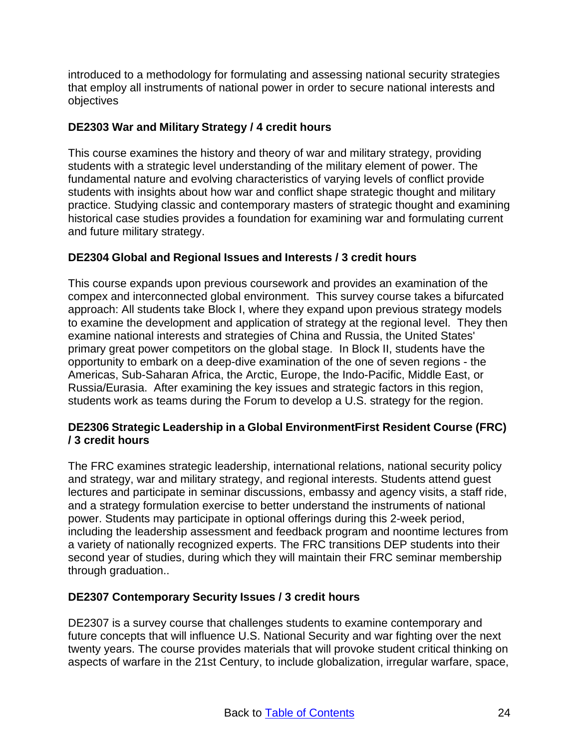introduced to a methodology for formulating and assessing national security strategies that employ all instruments of national power in order to secure national interests and objectives

**DE2303 War and Military Strategy / 4 credit hours**

This course examines the history and theory of war and military strategy, providing students with a strategic level understanding of the military element of power. The fundamental nature and evolving characteristics of varying levels of conflict provide students with insights about how war and conflict shape strategic thought and military practice. Studying classic and contemporary masters of strategic thought and examining historical case studies provides a foundation for examining war and formulating current and future military strategy.

**DE2304 Global and Regional Issues and Interests / 3 credit hours**

This course expands upon previous coursework and provides an examination of the compex and interconnected global environment. This survey course takes a bifurcated approach: All students take Block I, where they expand upon previous strategy models to examine the development and application of strategy at the regional level. They then examine national interests and strategies of China and Russia, the United States' primary great power competitors on the global stage. In Block II, students have the opportunity to embark on a deep-dive examination of the one of seven regions - the Americas, Sub-Saharan Africa, the Arctic, Europe, the Indo-Pacific, Middle East, or Russia/Eurasia. After examining the key issues and strategic factors in this region, students work as teams during the Forum to develop a U.S. strategy for the region.

**DE2306 Strategic Leadership in a Global EnvironmentFirst Resident Course (FRC) / 3 credit hours**

The FRC examines strategic leadership, international relations, national security policy and strategy, war and military strategy, and regional interests. Students attend guest lectures and participate in seminar discussions, embassy and agency visits, a staff ride, and a strategy formulation exercise to better understand the instruments of national power. Students may participate in optional offerings during this 2-week period, including the leadership assessment and feedback program and noontime lectures from a variety of nationally recognized experts. The FRC transitions DEP students into their second year of studies, during which they will maintain their FRC seminar membership through graduation..

**DE2307 Contemporary Security Issues / 3 credit hours**

DE2307 is a survey course that challenges students to examine contemporary and future concepts that will influence U.S. National Security and war fighting over the next twenty years. The course provides materials that will provoke student critical thinking on aspects of warfare in the 21st Century, to include globalization, irregular warfare, space,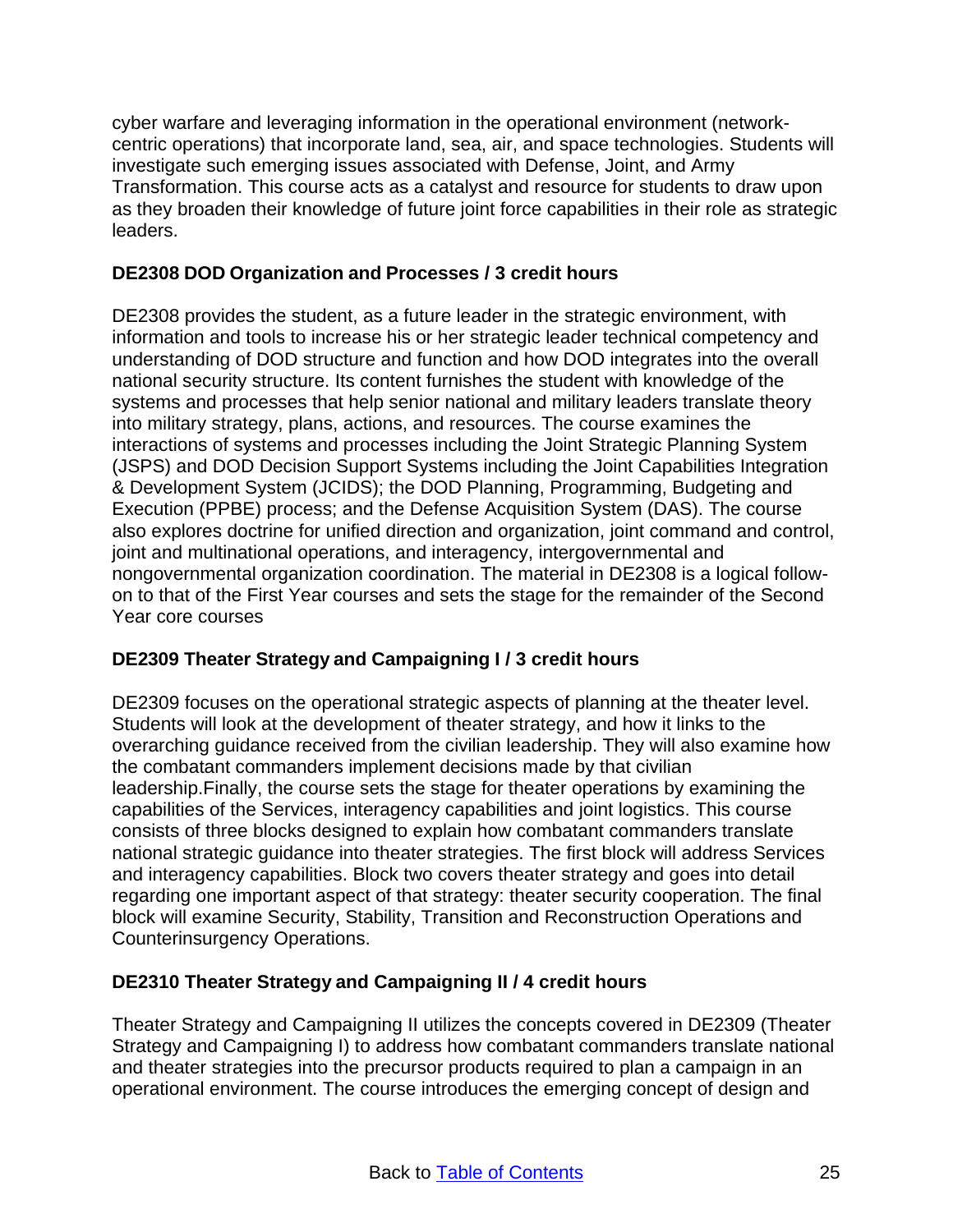cyber warfare and leveraging information in the operational environment (network-centric operations) that incorporate land, sea, air, and space technologies. Students will investigate such emerging issues associated with Defense, Joint, and Army Transformation. This course acts as a catalyst and resource for students to draw upon as they broaden their knowledge of future joint force capabilities in their role as strategic leaders.

### DE2308 DOD Organization and Processes / 3 credit hours

DE2308 provides the student, as a future leader in the strategic environment, with information and tools to increase his or her strategic leader technical competency and understanding of DOD structure and function and how DOD integrates into the overall national security structure. Its content furnishes the student with knowledge of the systems and processes that help senior national and military leaders translate theory into military strategy, plans, actions, and resources. The course examines the interactions of systems and processes including the Joint Strategic Planning System (JSPS) and DOD Decision Support Systems including the Joint Capabilities Integration & Development System (JCIDS); the DOD Planning, Programming, Budgeting and Execution (PPBE) process; and the Defense Acquisition System (DAS). The course also explores doctrine for unified direction and organization, joint command and control, joint and multinational operations, and interagency, intergovernmental and nongovernmental organization coordination. The material in DE2308 is a logical follow-on to that of the First Year courses and sets the stage for the remainder of the Second Year core courses

### DE2309 Theater Strategy and Campaigning I / 3 credit hours

DE2309 focuses on the operational strategic aspects of planning at the theater level. Students will look at the development of theater strategy, and how it links to the overarching guidance received from the civilian leadership. They will also examine how the combatant commanders implement decisions made by that civilian leadership.Finally, the course sets the stage for theater operations by examining the capabilities of the Services, interagency capabilities and joint logistics. This course consists of three blocks designed to explain how combatant commanders translate national strategic guidance into theater strategies. The first block will address Services and interagency capabilities. Block two covers theater strategy and goes into detail regarding one important aspect of that strategy: theater security cooperation. The final block will examine Security, Stability, Transition and Reconstruction Operations and Counterinsurgency Operations.

### DE2310 Theater Strategy and Campaigning II / 4 credit hours

Theater Strategy and Campaigning II utilizes the concepts covered in DE2309 (Theater Strategy and Campaigning I) to address how combatant commanders translate national and theater strategies into the precursor products required to plan a campaign in an operational environment. The course introduces the emerging concept of design and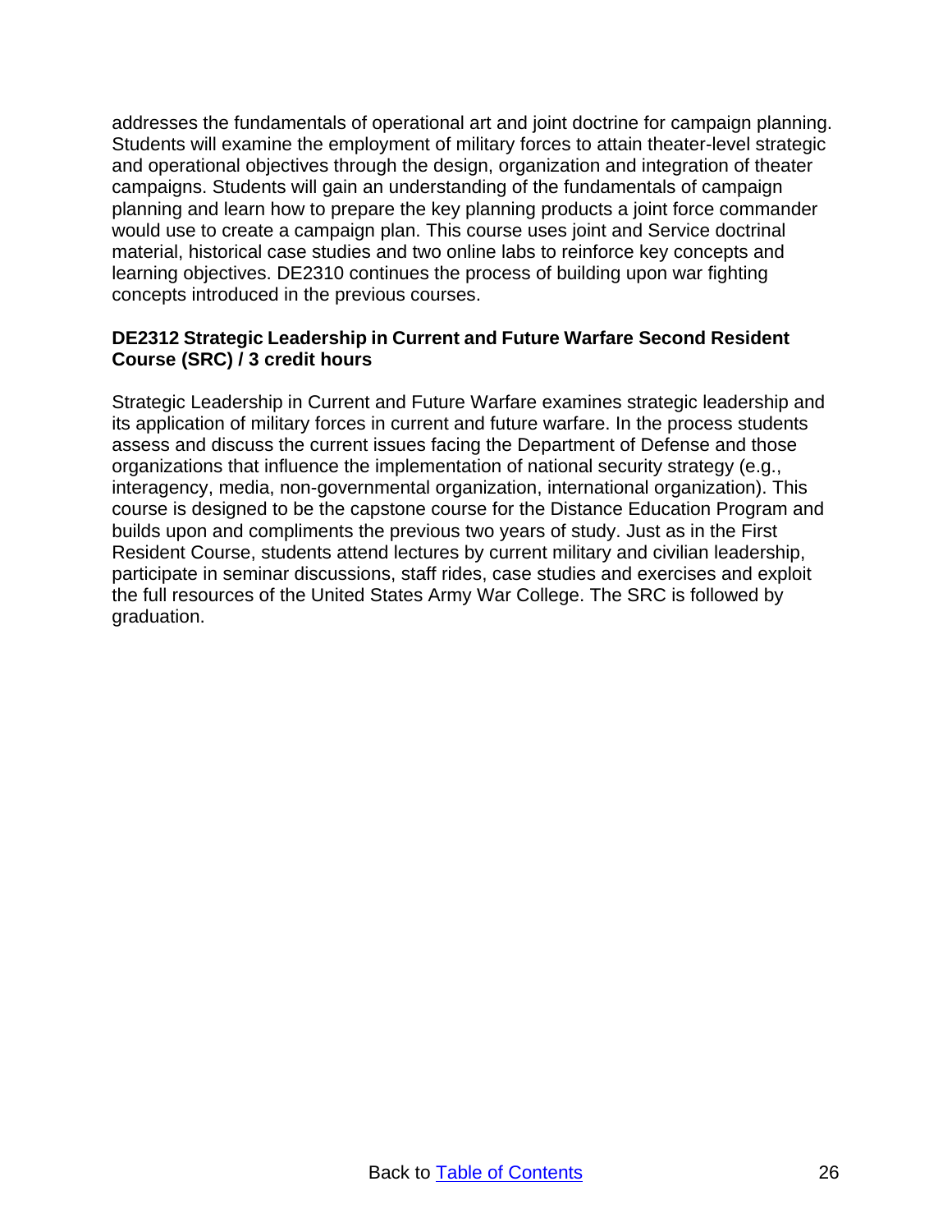addresses the fundamentals of operational art and joint doctrine for campaign planning. Students will examine the employment of military forces to attain theater-level strategic and operational objectives through the design, organization and integration of theater campaigns. Students will gain an understanding of the fundamentals of campaign planning and learn how to prepare the key planning products a joint force commander would use to create a campaign plan. This course uses joint and Service doctrinal material, historical case studies and two online labs to reinforce key concepts and learning objectives. DE2310 continues the process of building upon war fighting concepts introduced in the previous courses.

**DE2312 Strategic Leadership in Current and Future Warfare Second Resident Course (SRC) / 3 credit hours**

Strategic Leadership in Current and Future Warfare examines strategic leadership and its application of military forces in current and future warfare. In the process students assess and discuss the current issues facing the Department of Defense and those organizations that influence the implementation of national security strategy (e.g., interagency, media, non-governmental organization, international organization). This course is designed to be the capstone course for the Distance Education Program and builds upon and compliments the previous two years of study. Just as in the First Resident Course, students attend lectures by current military and civilian leadership, participate in seminar discussions, staff rides, case studies and exercises and exploit the full resources of the United States Army War College. The SRC is followed by graduation.

Back to [Table of Contents]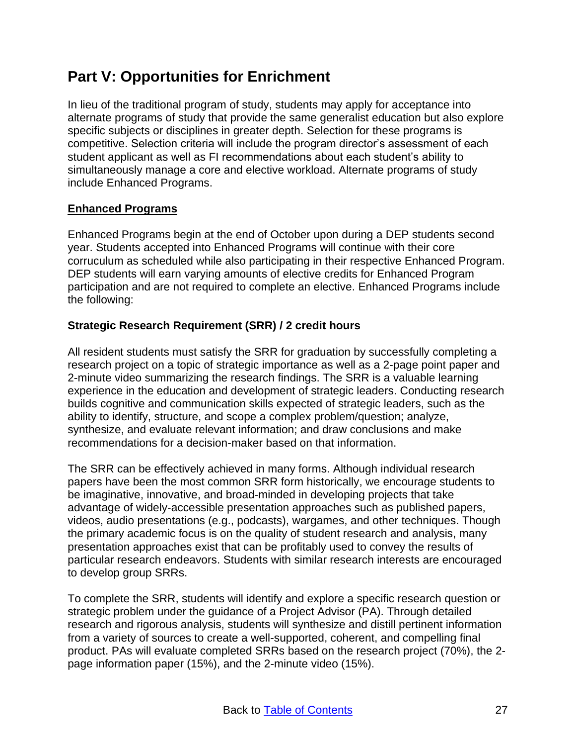## Part V: Opportunities for Enrichment

In lieu of the traditional program of study, students may apply for acceptance into alternate programs of study that provide the same generalist education but also explore specific subjects or disciplines in greater depth. Selection for these programs is competitive. Selection criteria will include the program director's assessment of each student applicant as well as FI recommendations about each student's ability to simultaneously manage a core and elective workload. Alternate programs of study include Enhanced Programs.

### <u>Enhanced Programs</u>

Enhanced Programs begin at the end of October upon during a DEP students second year. Students accepted into Enhanced Programs will continue with their core corruculum as scheduled while also participating in their respective Enhanced Program. DEP students will earn varying amounts of elective credits for Enhanced Program participation and are not required to complete an elective. Enhanced Programs include the following:

#### Strategic Research Requirement (SRR) / 2 credit hours

All resident students must satisfy the SRR for graduation by successfully completing a research project on a topic of strategic importance as well as a 2-page point paper and 2-minute video summarizing the research findings. The SRR is a valuable learning experience in the education and development of strategic leaders. Conducting research builds cognitive and communication skills expected of strategic leaders, such as the ability to identify, structure, and scope a complex problem/question; analyze, synthesize, and evaluate relevant information; and draw conclusions and make recommendations for a decision-maker based on that information.

The SRR can be effectively achieved in many forms. Although individual research papers have been the most common SRR form historically, we encourage students to be imaginative, innovative, and broad-minded in developing projects that take advantage of widely-accessible presentation approaches such as published papers, videos, audio presentations (e.g., podcasts), wargames, and other techniques. Though the primary academic focus is on the quality of student research and analysis, many presentation approaches exist that can be profitably used to convey the results of particular research endeavors. Students with similar research interests are encouraged to develop group SRRs.

To complete the SRR, students will identify and explore a specific research question or strategic problem under the guidance of a Project Advisor (PA). Through detailed research and rigorous analysis, students will synthesize and distill pertinent information from a variety of sources to create a well-supported, coherent, and compelling final product. PAs will evaluate completed SRRs based on the research project (70%), the 2-page information paper (15%), and the 2-minute video (15%).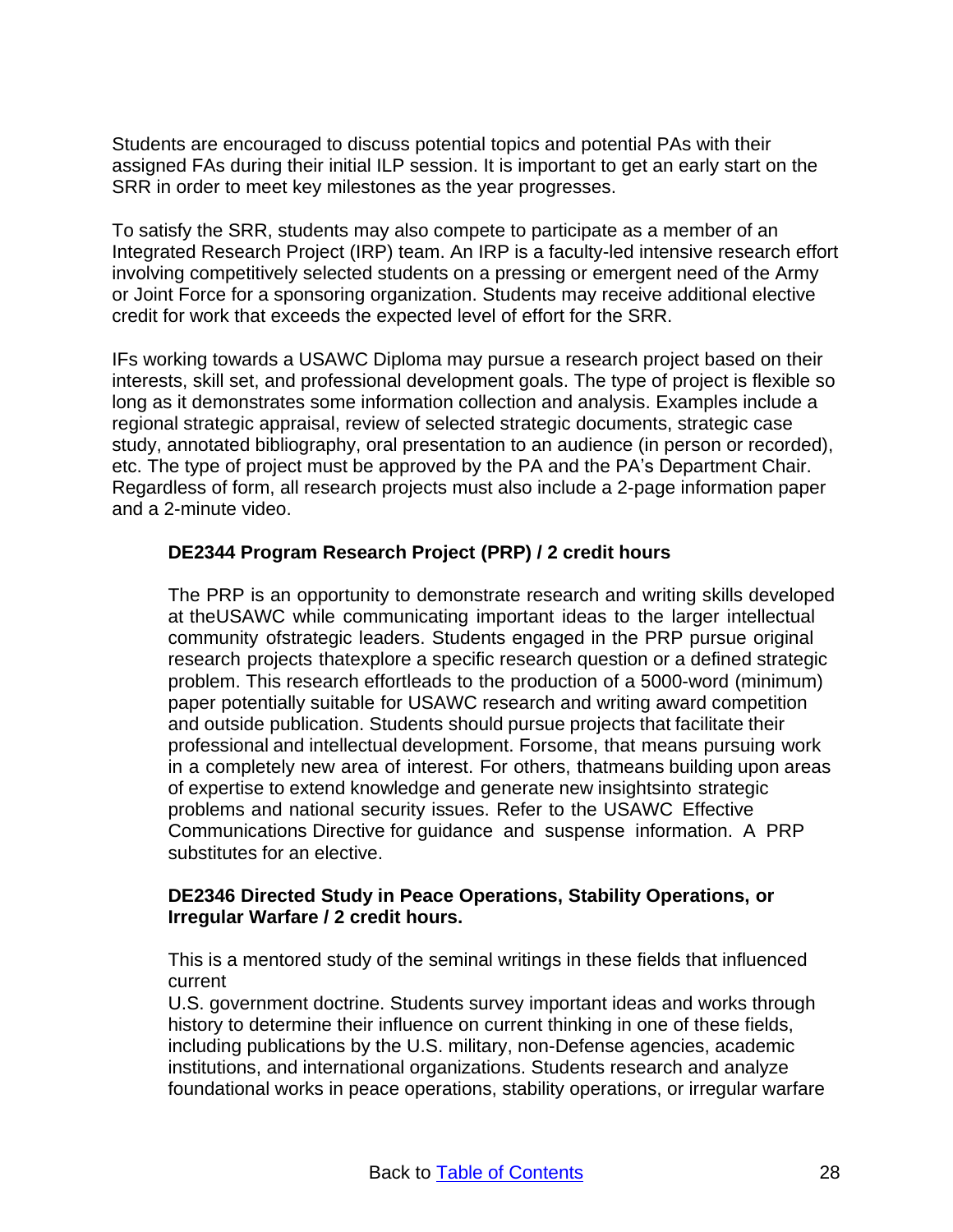Students are encouraged to discuss potential topics and potential PAs with their assigned FAs during their initial ILP session. It is important to get an early start on the SRR in order to meet key milestones as the year progresses.

To satisfy the SRR, students may also compete to participate as a member of an Integrated Research Project (IRP) team. An IRP is a faculty-led intensive research effort involving competitively selected students on a pressing or emergent need of the Army or Joint Force for a sponsoring organization. Students may receive additional elective credit for work that exceeds the expected level of effort for the SRR.

IFs working towards a USAWC Diploma may pursue a research project based on their interests, skill set, and professional development goals. The type of project is flexible so long as it demonstrates some information collection and analysis. Examples include a regional strategic appraisal, review of selected strategic documents, strategic case study, annotated bibliography, oral presentation to an audience (in person or recorded), etc. The type of project must be approved by the PA and the PA's Department Chair. Regardless of form, all research projects must also include a 2-page information paper and a 2-minute video.

**DE2344 Program Research Project (PRP) / 2 credit hours**

The PRP is an opportunity to demonstrate research and writing skills developed at theUSAWC while communicating important ideas to the larger intellectual community ofstrategic leaders. Students engaged in the PRP pursue original research projects thatexplore a specific research question or a defined strategic problem. This research effortleads to the production of a 5000-word (minimum) paper potentially suitable for USAWC research and writing award competition and outside publication. Students should pursue projects that facilitate their professional and intellectual development. Forsome, that means pursuing work in a completely new area of interest. For others, thatmeans building upon areas of expertise to extend knowledge and generate new insightsinto strategic problems and national security issues. Refer to the USAWC Effective Communications Directive for guidance and suspense information. A PRP substitutes for an elective.

**DE2346 Directed Study in Peace Operations, Stability Operations, or Irregular Warfare / 2 credit hours.**

This is a mentored study of the seminal writings in these fields that influenced current
U.S. government doctrine. Students survey important ideas and works through history to determine their influence on current thinking in one of these fields, including publications by the U.S. military, non-Defense agencies, academic institutions, and international organizations. Students research and analyze foundational works in peace operations, stability operations, or irregular warfare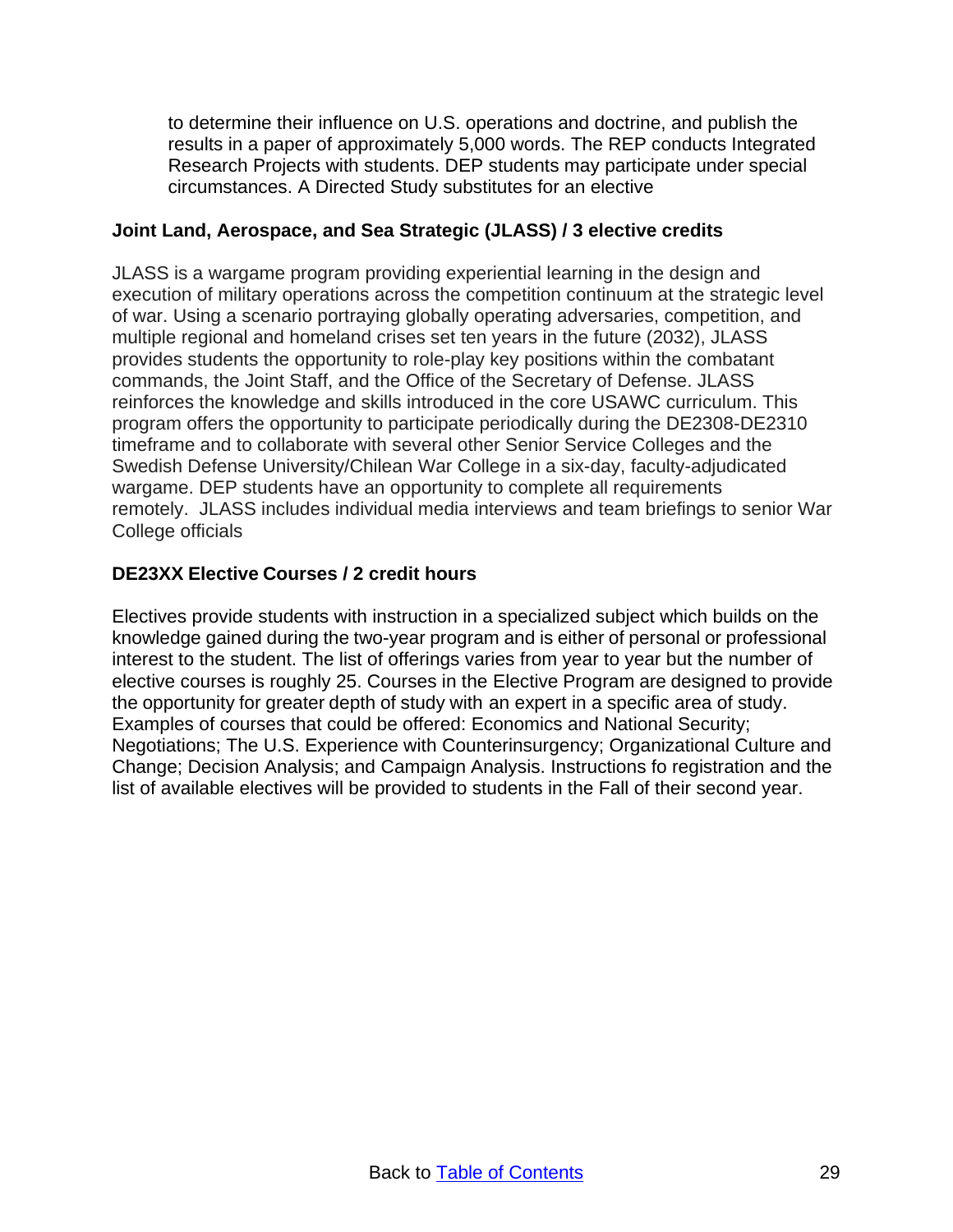to determine their influence on U.S. operations and doctrine, and publish the results in a paper of approximately 5,000 words. The REP conducts Integrated Research Projects with students. DEP students may participate under special circumstances. A Directed Study substitutes for an elective

**Joint Land, Aerospace, and Sea Strategic (JLASS) / 3 elective credits**

JLASS is a wargame program providing experiential learning in the design and execution of military operations across the competition continuum at the strategic level of war. Using a scenario portraying globally operating adversaries, competition, and multiple regional and homeland crises set ten years in the future (2032), JLASS provides students the opportunity to role-play key positions within the combatant commands, the Joint Staff, and the Office of the Secretary of Defense. JLASS reinforces the knowledge and skills introduced in the core USAWC curriculum. This program offers the opportunity to participate periodically during the DE2308-DE2310 timeframe and to collaborate with several other Senior Service Colleges and the Swedish Defense University/Chilean War College in a six-day, faculty-adjudicated wargame. DEP students have an opportunity to complete all requirements remotely. JLASS includes individual media interviews and team briefings to senior War College officials

**DE23XX Elective Courses / 2 credit hours**

Electives provide students with instruction in a specialized subject which builds on the knowledge gained during the two-year program and is either of personal or professional interest to the student. The list of offerings varies from year to year but the number of elective courses is roughly 25. Courses in the Elective Program are designed to provide the opportunity for greater depth of study with an expert in a specific area of study. Examples of courses that could be offered: Economics and National Security; Negotiations; The U.S. Experience with Counterinsurgency; Organizational Culture and Change; Decision Analysis; and Campaign Analysis. Instructions fo registration and the list of available electives will be provided to students in the Fall of their second year.

Back to [Table of Contents]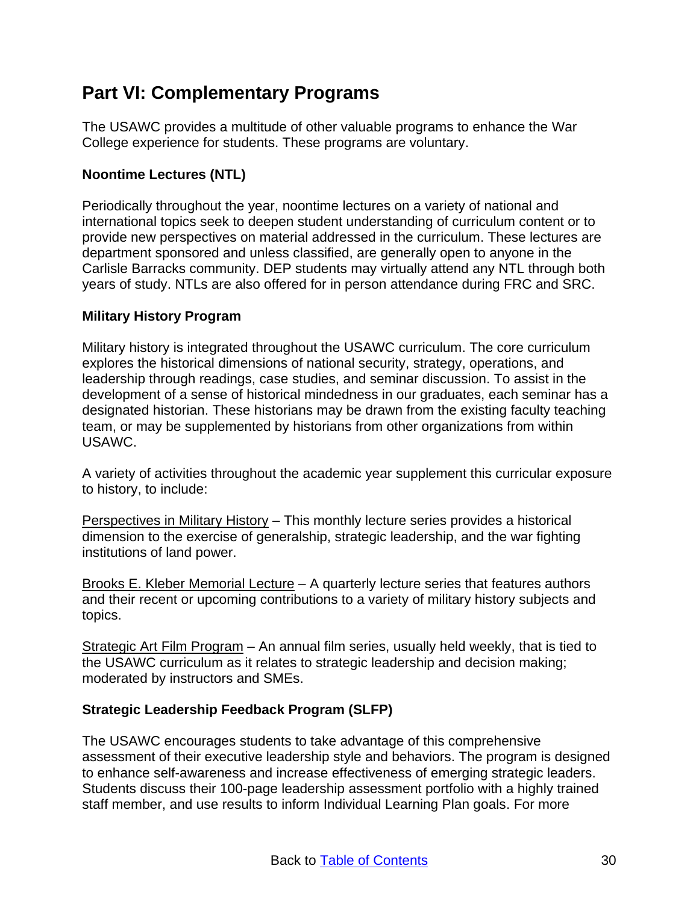## Part VI: Complementary Programs

The USAWC provides a multitude of other valuable programs to enhance the War College experience for students. These programs are voluntary.

### Noontime Lectures (NTL)

Periodically throughout the year, noontime lectures on a variety of national and international topics seek to deepen student understanding of curriculum content or to provide new perspectives on material addressed in the curriculum. These lectures are department sponsored and unless classified, are generally open to anyone in the Carlisle Barracks community. DEP students may virtually attend any NTL through both years of study. NTLs are also offered for in person attendance during FRC and SRC.

### Military History Program

Military history is integrated throughout the USAWC curriculum. The core curriculum explores the historical dimensions of national security, strategy, operations, and leadership through readings, case studies, and seminar discussion. To assist in the development of a sense of historical mindedness in our graduates, each seminar has a designated historian. These historians may be drawn from the existing faculty teaching team, or may be supplemented by historians from other organizations from within USAWC.

A variety of activities throughout the academic year supplement this curricular exposure to history, to include:

Perspectives in Military History – This monthly lecture series provides a historical dimension to the exercise of generalship, strategic leadership, and the war fighting institutions of land power.

Brooks E. Kleber Memorial Lecture – A quarterly lecture series that features authors and their recent or upcoming contributions to a variety of military history subjects and topics.

Strategic Art Film Program – An annual film series, usually held weekly, that is tied to the USAWC curriculum as it relates to strategic leadership and decision making; moderated by instructors and SMEs.

### Strategic Leadership Feedback Program (SLFP)

The USAWC encourages students to take advantage of this comprehensive assessment of their executive leadership style and behaviors. The program is designed to enhance self-awareness and increase effectiveness of emerging strategic leaders. Students discuss their 100-page leadership assessment portfolio with a highly trained staff member, and use results to inform Individual Learning Plan goals. For more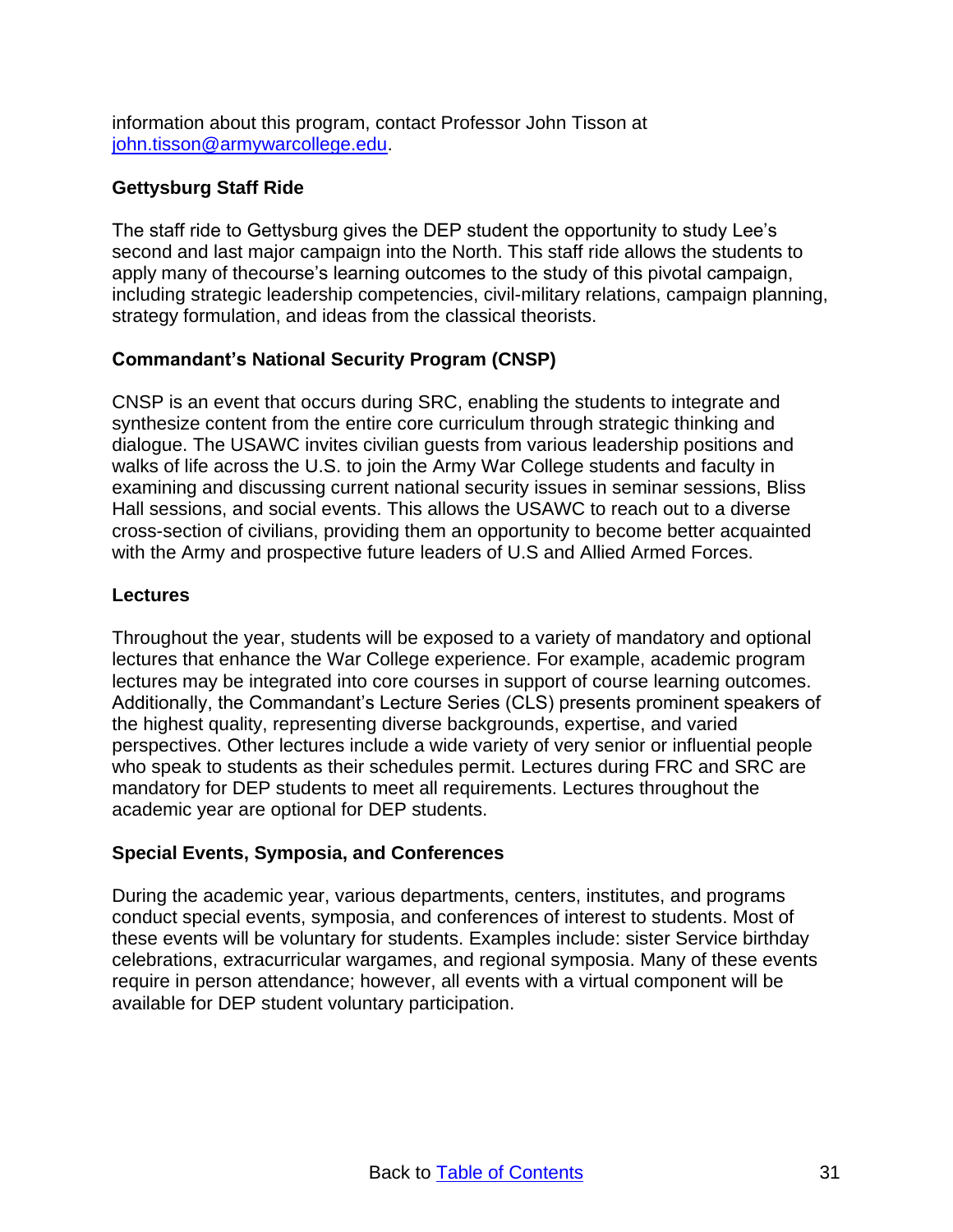information about this program, contact Professor John Tisson at [john.tisson@armywarcollege.edu](mailto:john.tisson@armywarcollege.edu).

**Gettysburg Staff Ride**

The staff ride to Gettysburg gives the DEP student the opportunity to study Lee's second and last major campaign into the North. This staff ride allows the students to apply many of thecourse's learning outcomes to the study of this pivotal campaign, including strategic leadership competencies, civil-military relations, campaign planning, strategy formulation, and ideas from the classical theorists.

**Commandant's National Security Program (CNSP)**

CNSP is an event that occurs during SRC, enabling the students to integrate and synthesize content from the entire core curriculum through strategic thinking and dialogue. The USAWC invites civilian guests from various leadership positions and walks of life across the U.S. to join the Army War College students and faculty in examining and discussing current national security issues in seminar sessions, Bliss Hall sessions, and social events. This allows the USAWC to reach out to a diverse cross-section of civilians, providing them an opportunity to become better acquainted with the Army and prospective future leaders of U.S and Allied Armed Forces.

**Lectures**

Throughout the year, students will be exposed to a variety of mandatory and optional lectures that enhance the War College experience. For example, academic program lectures may be integrated into core courses in support of course learning outcomes. Additionally, the Commandant's Lecture Series (CLS) presents prominent speakers of the highest quality, representing diverse backgrounds, expertise, and varied perspectives. Other lectures include a wide variety of very senior or influential people who speak to students as their schedules permit. Lectures during FRC and SRC are mandatory for DEP students to meet all requirements. Lectures throughout the academic year are optional for DEP students.

**Special Events, Symposia, and Conferences**

During the academic year, various departments, centers, institutes, and programs conduct special events, symposia, and conferences of interest to students. Most of these events will be voluntary for students. Examples include: sister Service birthday celebrations, extracurricular wargames, and regional symposia. Many of these events require in person attendance; however, all events with a virtual component will be available for DEP student voluntary participation.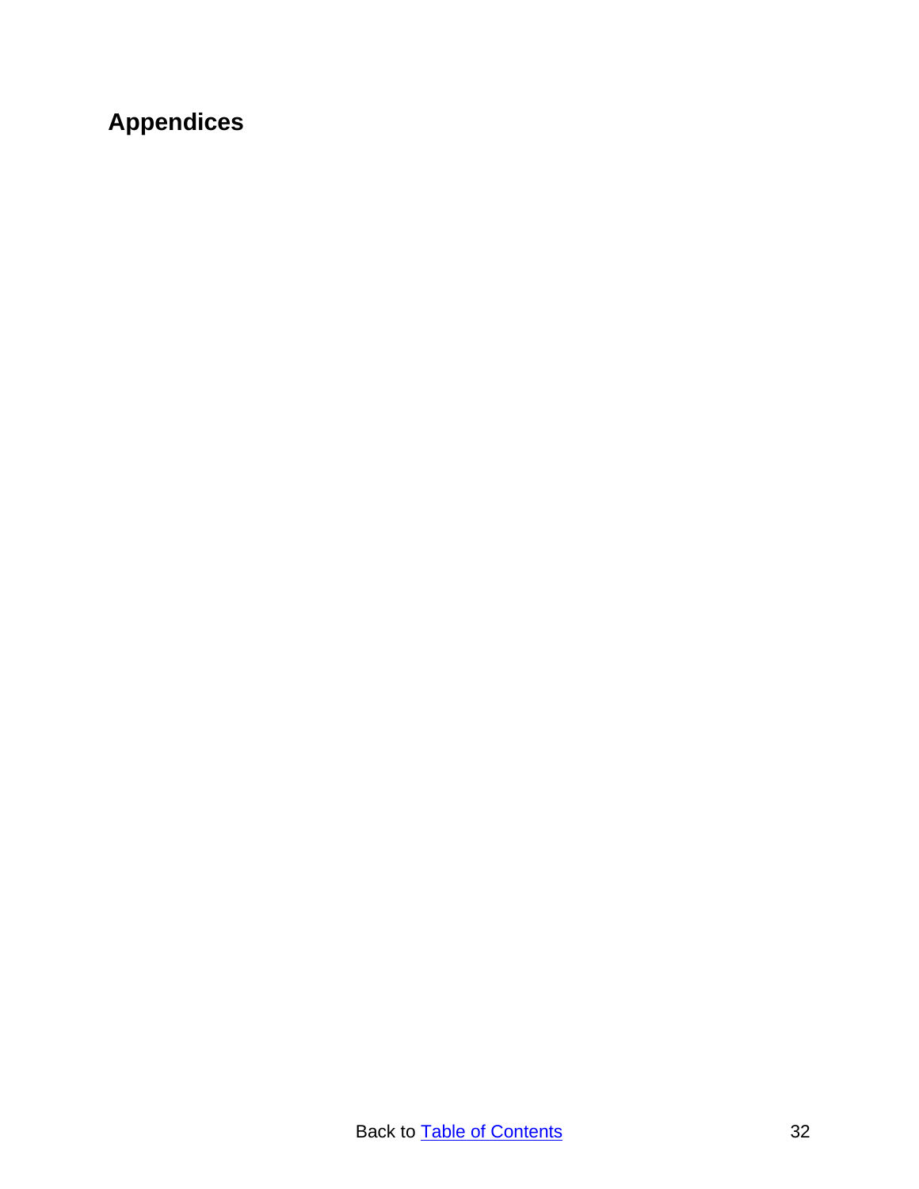# Appendices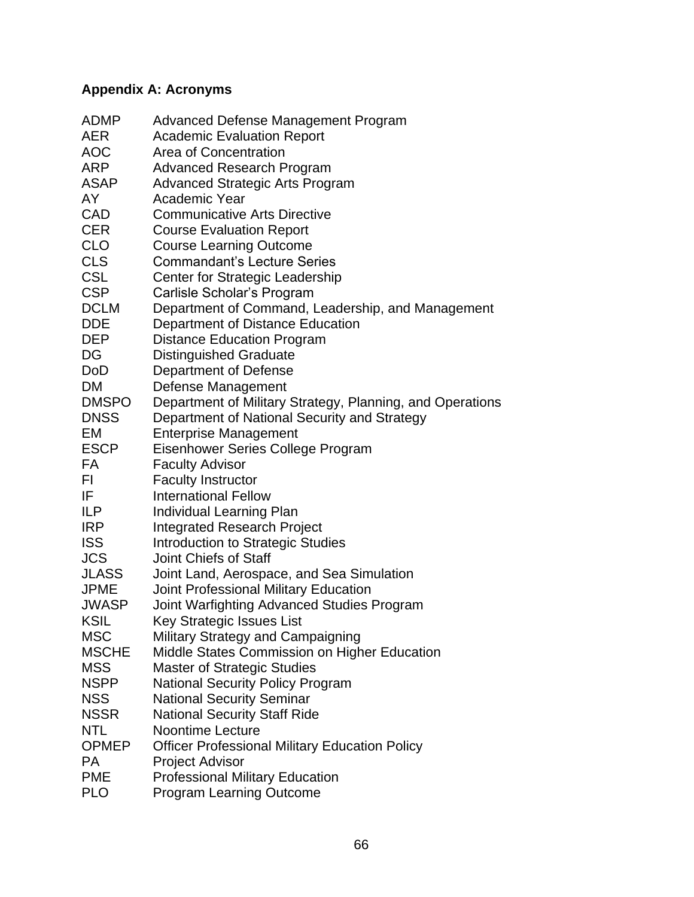### Appendix A: Acronyms

| | |
|---|---|
| ADMP | Advanced Defense Management Program |
| AER | Academic Evaluation Report |
| AOC | Area of Concentration |
| ARP | Advanced Research Program |
| ASAP | Advanced Strategic Arts Program |
| AY | Academic Year |
| CAD | Communicative Arts Directive |
| CER | Course Evaluation Report |
| CLO | Course Learning Outcome |
| CLS | Commandant's Lecture Series |
| CSL | Center for Strategic Leadership |
| CSP | Carlisle Scholar's Program |
| DCLM | Department of Command, Leadership, and Management |
| DDE | Department of Distance Education |
| DEP | Distance Education Program |
| DG | Distinguished Graduate |
| DoD | Department of Defense |
| DM | Defense Management |
| DMSPO | Department of Military Strategy, Planning, and Operations |
| DNSS | Department of National Security and Strategy |
| EM | Enterprise Management |
| ESCP | Eisenhower Series College Program |
| FA | Faculty Advisor |
| FI | Faculty Instructor |
| IF | International Fellow |
| ILP | Individual Learning Plan |
| IRP | Integrated Research Project |
| ISS | Introduction to Strategic Studies |
| JCS | Joint Chiefs of Staff |
| JLASS | Joint Land, Aerospace, and Sea Simulation |
| JPME | Joint Professional Military Education |
| JWASP | Joint Warfighting Advanced Studies Program |
| KSIL | Key Strategic Issues List |
| MSC | Military Strategy and Campaigning |
| MSCHE | Middle States Commission on Higher Education |
| MSS | Master of Strategic Studies |
| NSPP | National Security Policy Program |
| NSS | National Security Seminar |
| NSSR | National Security Staff Ride |
| NTL | Noontime Lecture |
| OPMEP | Officer Professional Military Education Policy |
| PA | Project Advisor |
| PME | Professional Military Education |
| PLO | Program Learning Outcome |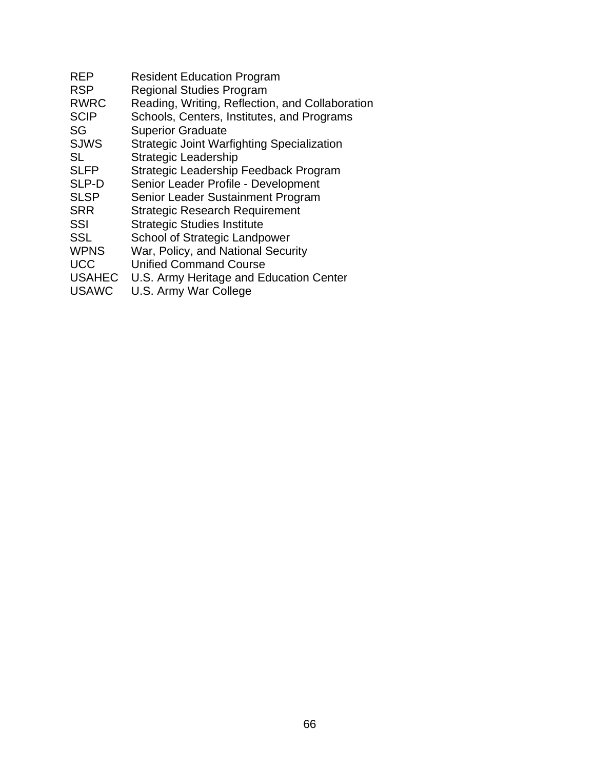| | |
|---|---|
| REP | Resident Education Program |
| RSP | Regional Studies Program |
| RWRC | Reading, Writing, Reflection, and Collaboration |
| SCIP | Schools, Centers, Institutes, and Programs |
| SG | Superior Graduate |
| SJWS | Strategic Joint Warfighting Specialization |
| SL | Strategic Leadership |
| SLFP | Strategic Leadership Feedback Program |
| SLP-D | Senior Leader Profile - Development |
| SLSP | Senior Leader Sustainment Program |
| SRR | Strategic Research Requirement |
| SSI | Strategic Studies Institute |
| SSL | School of Strategic Landpower |
| WPNS | War, Policy, and National Security |
| UCC | Unified Command Course |
| USAHEC | U.S. Army Heritage and Education Center |
| USAWC | U.S. Army War College |